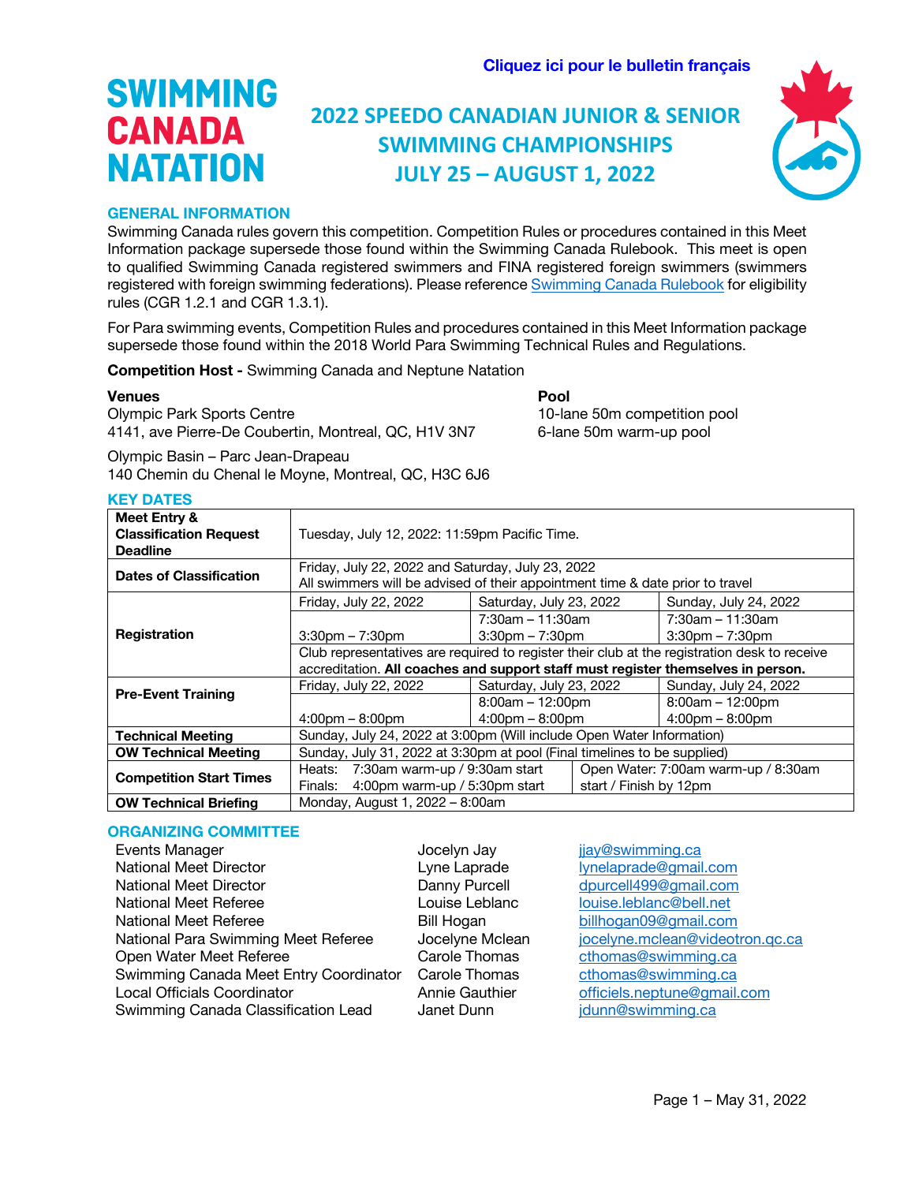Cliquez ici pour le bulletin français

SWIMMING CANADA NATATION

# 2022 SPEEDO CANADIAN JUNIOR & SENIOR SWIMMING CHAMPIONSHIPS
# JULY 25 – AUGUST 1, 2022

## GENERAL INFORMATION

Swimming Canada rules govern this competition. Competition Rules or procedures contained in this Meet Information package supersede those found within the Swimming Canada Rulebook. This meet is open to qualified Swimming Canada registered swimmers and FINA registered foreign swimmers (swimmers registered with foreign swimming federations). Please reference Swimming Canada Rulebook for eligibility rules (CGR 1.2.1 and CGR 1.3.1).

For Para swimming events, Competition Rules and procedures contained in this Meet Information package supersede those found within the 2018 World Para Swimming Technical Rules and Regulations.

**Competition Host -** Swimming Canada and Neptune Natation

**Venues**
Olympic Park Sports Centre
4141, ave Pierre-De Coubertin, Montreal, QC, H1V 3N7

Olympic Basin – Parc Jean-Drapeau
140 Chemin du Chenal le Moyne, Montreal, QC, H3C 6J6

**Pool**
10-lane 50m competition pool
6-lane 50m warm-up pool

## KEY DATES

| | | | |
|---|---|---|---|
| **Meet Entry & Classification Request Deadline** | Tuesday, July 12, 2022: 11:59pm Pacific Time. | | |
| **Dates of Classification** | Friday, July 22, 2022 and Saturday, July 23, 2022<br>All swimmers will be advised of their appointment time & date prior to travel | | |
| **Registration** | Friday, July 22, 2022 | Saturday, July 23, 2022 | Sunday, July 24, 2022 |
| | 3:30pm – 7:30pm | 7:30am – 11:30am<br>3:30pm – 7:30pm | 7:30am – 11:30am<br>3:30pm – 7:30pm |
| | Club representatives are required to register their club at the registration desk to receive accreditation. **All coaches and support staff must register themselves in person.** | | |
| **Pre-Event Training** | Friday, July 22, 2022 | Saturday, July 23, 2022 | Sunday, July 24, 2022 |
| | 4:00pm – 8:00pm | 8:00am – 12:00pm<br>4:00pm – 8:00pm | 8:00am – 12:00pm<br>4:00pm – 8:00pm |
| **Technical Meeting** | Sunday, July 24, 2022 at 3:00pm (Will include Open Water Information) | | |
| **OW Technical Meeting** | Sunday, July 31, 2022 at 3:30pm at pool (Final timelines to be supplied) | | |
| **Competition Start Times** | Heats: 7:30am warm-up / 9:30am start<br>Finals: 4:00pm warm-up / 5:30pm start | Open Water: 7:00am warm-up / 8:30am start / Finish by 12pm | |
| **OW Technical Briefing** | Monday, August 1, 2022 – 8:00am | | |

## ORGANIZING COMMITTEE

| | | |
|---|---|---|
| Events Manager | Jocelyn Jay | jjay@swimming.ca |
| National Meet Director | Lyne Laprade | lynelaprade@gmail.com |
| National Meet Director | Danny Purcell | dpurcell499@gmail.com |
| National Meet Referee | Louise Leblanc | louise.leblanc@bell.net |
| National Meet Referee | Bill Hogan | billhogan09@gmail.com |
| National Para Swimming Meet Referee | Jocelyne Mclean | jocelyne.mclean@videotron.qc.ca |
| Open Water Meet Referee | Carole Thomas | cthomas@swimming.ca |
| Swimming Canada Meet Entry Coordinator | Carole Thomas | cthomas@swimming.ca |
| Local Officials Coordinator | Annie Gauthier | officiels.neptune@gmail.com |
| Swimming Canada Classification Lead | Janet Dunn | jdunn@swimming.ca |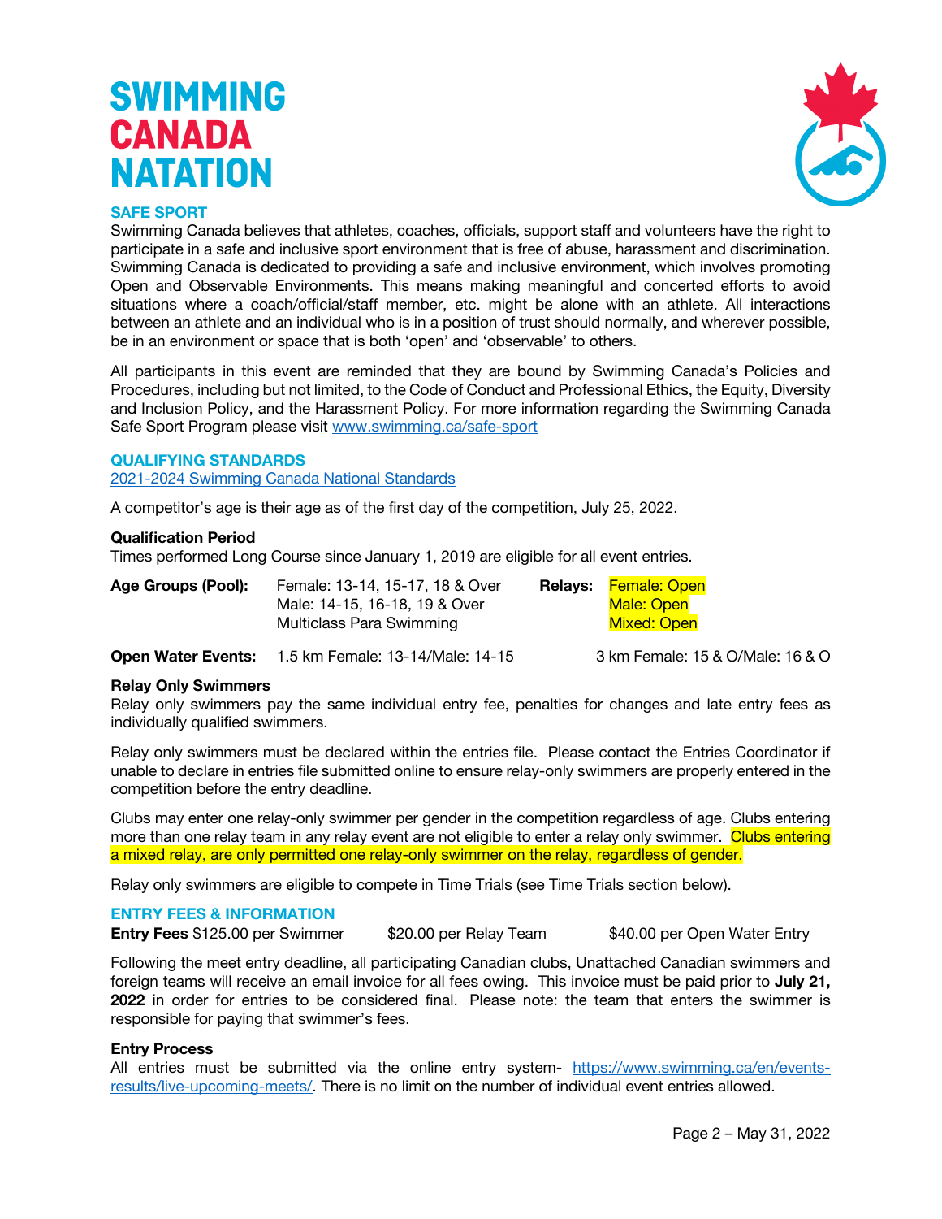# SWIMMING CANADA NATATION

## SAFE SPORT

Swimming Canada believes that athletes, coaches, officials, support staff and volunteers have the right to participate in a safe and inclusive sport environment that is free of abuse, harassment and discrimination. Swimming Canada is dedicated to providing a safe and inclusive environment, which involves promoting Open and Observable Environments. This means making meaningful and concerted efforts to avoid situations where a coach/official/staff member, etc. might be alone with an athlete. All interactions between an athlete and an individual who is in a position of trust should normally, and wherever possible, be in an environment or space that is both 'open' and 'observable' to others.

All participants in this event are reminded that they are bound by Swimming Canada's Policies and Procedures, including but not limited, to the Code of Conduct and Professional Ethics, the Equity, Diversity and Inclusion Policy, and the Harassment Policy. For more information regarding the Swimming Canada Safe Sport Program please visit www.swimming.ca/safe-sport

## QUALIFYING STANDARDS

2021-2024 Swimming Canada National Standards

A competitor's age is their age as of the first day of the competition, July 25, 2022.

**Qualification Period**
Times performed Long Course since January 1, 2019 are eligible for all event entries.

| | | | |
|---|---|---|---|
| **Age Groups (Pool):** | Female: 13-14, 15-17, 18 & Over<br>Male: 14-15, 16-18, 19 & Over<br>Multiclass Para Swimming | **Relays:** | Female: Open<br>Male: Open<br>Mixed: Open |
| **Open Water Events:** | 1.5 km Female: 13-14/Male: 14-15 | | 3 km Female: 15 & O/Male: 16 & O |

**Relay Only Swimmers**
Relay only swimmers pay the same individual entry fee, penalties for changes and late entry fees as individually qualified swimmers.

Relay only swimmers must be declared within the entries file. Please contact the Entries Coordinator if unable to declare in entries file submitted online to ensure relay-only swimmers are properly entered in the competition before the entry deadline.

Clubs may enter one relay-only swimmer per gender in the competition regardless of age. Clubs entering more than one relay team in any relay event are not eligible to enter a relay only swimmer. Clubs entering a mixed relay, are only permitted one relay-only swimmer on the relay, regardless of gender.

Relay only swimmers are eligible to compete in Time Trials (see Time Trials section below).

## ENTRY FEES & INFORMATION

**Entry Fees** $125.00 per Swimmer    $20.00 per Relay Team    $40.00 per Open Water Entry

Following the meet entry deadline, all participating Canadian clubs, Unattached Canadian swimmers and foreign teams will receive an email invoice for all fees owing. This invoice must be paid prior to **July 21, 2022** in order for entries to be considered final. Please note: the team that enters the swimmer is responsible for paying that swimmer's fees.

**Entry Process**
All entries must be submitted via the online entry system- https://www.swimming.ca/en/events-results/live-upcoming-meets/. There is no limit on the number of individual event entries allowed.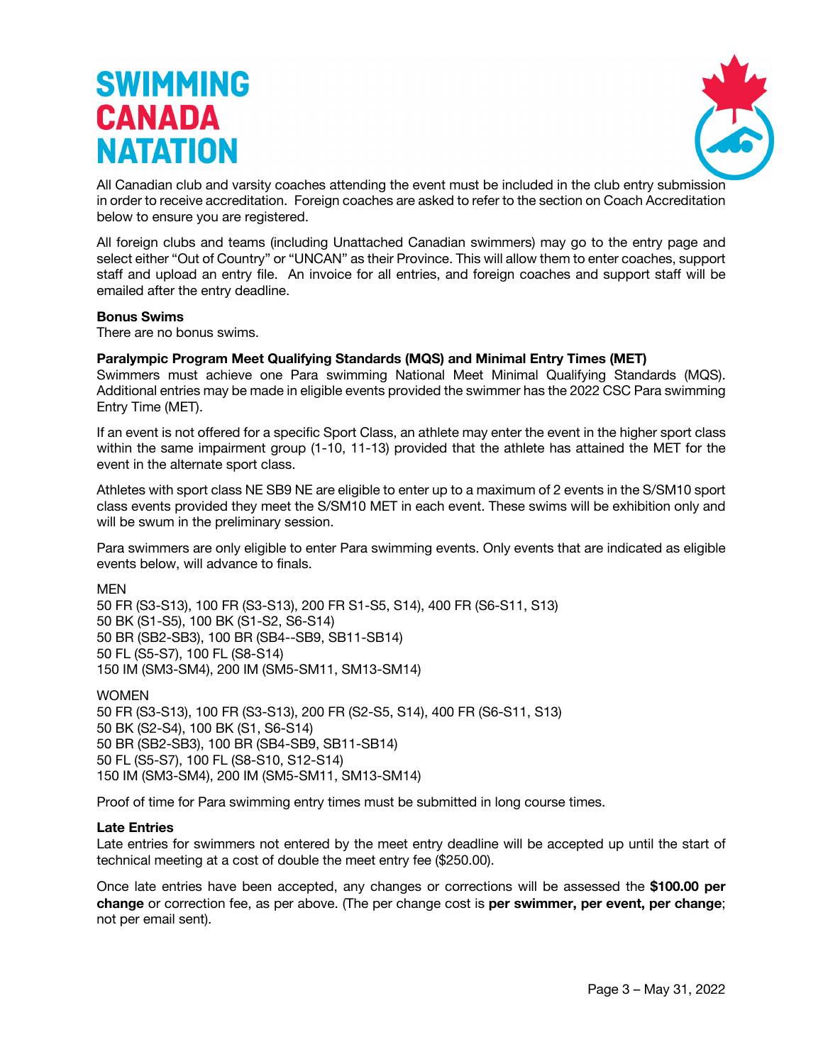All Canadian club and varsity coaches attending the event must be included in the club entry submission in order to receive accreditation. Foreign coaches are asked to refer to the section on Coach Accreditation below to ensure you are registered.

All foreign clubs and teams (including Unattached Canadian swimmers) may go to the entry page and select either "Out of Country" or "UNCAN" as their Province. This will allow them to enter coaches, support staff and upload an entry file. An invoice for all entries, and foreign coaches and support staff will be emailed after the entry deadline.

**Bonus Swims**
There are no bonus swims.

**Paralympic Program Meet Qualifying Standards (MQS) and Minimal Entry Times (MET)**
Swimmers must achieve one Para swimming National Meet Minimal Qualifying Standards (MQS). Additional entries may be made in eligible events provided the swimmer has the 2022 CSC Para swimming Entry Time (MET).

If an event is not offered for a specific Sport Class, an athlete may enter the event in the higher sport class within the same impairment group (1-10, 11-13) provided that the athlete has attained the MET for the event in the alternate sport class.

Athletes with sport class NE SB9 NE are eligible to enter up to a maximum of 2 events in the S/SM10 sport class events provided they meet the S/SM10 MET in each event. These swims will be exhibition only and will be swum in the preliminary session.

Para swimmers are only eligible to enter Para swimming events. Only events that are indicated as eligible events below, will advance to finals.

MEN
50 FR (S3-S13), 100 FR (S3-S13), 200 FR S1-S5, S14), 400 FR (S6-S11, S13)
50 BK (S1-S5), 100 BK (S1-S2, S6-S14)
50 BR (SB2-SB3), 100 BR (SB4--SB9, SB11-SB14)
50 FL (S5-S7), 100 FL (S8-S14)
150 IM (SM3-SM4), 200 IM (SM5-SM11, SM13-SM14)

WOMEN
50 FR (S3-S13), 100 FR (S3-S13), 200 FR (S2-S5, S14), 400 FR (S6-S11, S13)
50 BK (S2-S4), 100 BK (S1, S6-S14)
50 BR (SB2-SB3), 100 BR (SB4-SB9, SB11-SB14)
50 FL (S5-S7), 100 FL (S8-S10, S12-S14)
150 IM (SM3-SM4), 200 IM (SM5-SM11, SM13-SM14)

Proof of time for Para swimming entry times must be submitted in long course times.

**Late Entries**
Late entries for swimmers not entered by the meet entry deadline will be accepted up until the start of technical meeting at a cost of double the meet entry fee ($250.00).

Once late entries have been accepted, any changes or corrections will be assessed the **$100.00 per change** or correction fee, as per above. (The per change cost is **per swimmer, per event, per change**; not per email sent).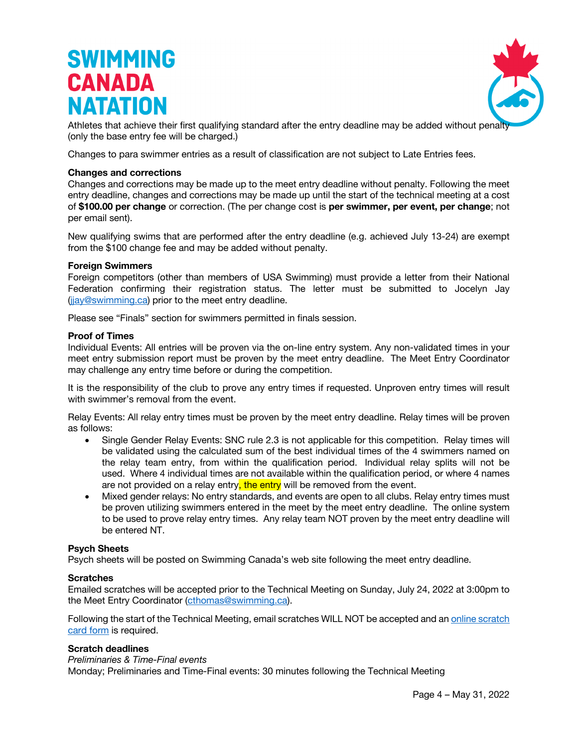Athletes that achieve their first qualifying standard after the entry deadline may be added without penalty (only the base entry fee will be charged.)

Changes to para swimmer entries as a result of classification are not subject to Late Entries fees.

**Changes and corrections**

Changes and corrections may be made up to the meet entry deadline without penalty. Following the meet entry deadline, changes and corrections may be made up until the start of the technical meeting at a cost of **$100.00 per change** or correction. (The per change cost is **per swimmer, per event, per change**; not per email sent).

New qualifying swims that are performed after the entry deadline (e.g. achieved July 13-24) are exempt from the $100 change fee and may be added without penalty.

**Foreign Swimmers**

Foreign competitors (other than members of USA Swimming) must provide a letter from their National Federation confirming their registration status. The letter must be submitted to Jocelyn Jay (jjay@swimming.ca) prior to the meet entry deadline.

Please see "Finals" section for swimmers permitted in finals session.

**Proof of Times**

Individual Events: All entries will be proven via the on-line entry system. Any non-validated times in your meet entry submission report must be proven by the meet entry deadline. The Meet Entry Coordinator may challenge any entry time before or during the competition.

It is the responsibility of the club to prove any entry times if requested. Unproven entry times will result with swimmer's removal from the event.

Relay Events: All relay entry times must be proven by the meet entry deadline. Relay times will be proven as follows:

- Single Gender Relay Events: SNC rule 2.3 is not applicable for this competition. Relay times will be validated using the calculated sum of the best individual times of the 4 swimmers named on the relay team entry, from within the qualification period. Individual relay splits will not be used. Where 4 individual times are not available within the qualification period, or where 4 names are not provided on a relay entry, the entry will be removed from the event.
- Mixed gender relays: No entry standards, and events are open to all clubs. Relay entry times must be proven utilizing swimmers entered in the meet by the meet entry deadline. The online system to be used to prove relay entry times. Any relay team NOT proven by the meet entry deadline will be entered NT.

**Psych Sheets**

Psych sheets will be posted on Swimming Canada's web site following the meet entry deadline.

**Scratches**

Emailed scratches will be accepted prior to the Technical Meeting on Sunday, July 24, 2022 at 3:00pm to the Meet Entry Coordinator (cthomas@swimming.ca).

Following the start of the Technical Meeting, email scratches WILL NOT be accepted and an online scratch card form is required.

**Scratch deadlines**

*Preliminaries & Time-Final events*

Monday; Preliminaries and Time-Final events: 30 minutes following the Technical Meeting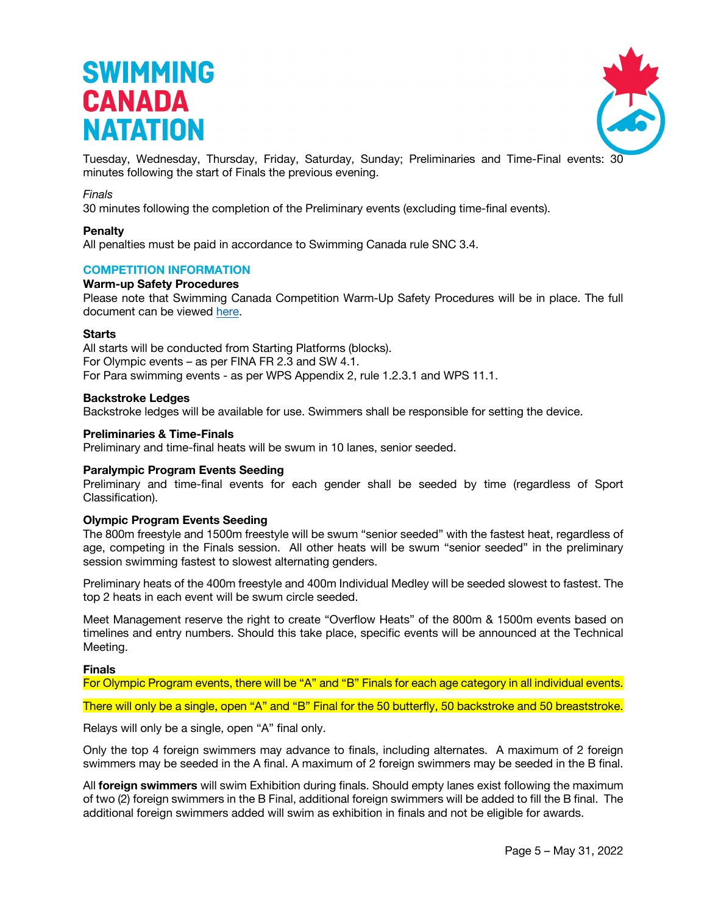Tuesday, Wednesday, Thursday, Friday, Saturday, Sunday; Preliminaries and Time-Final events: 30 minutes following the start of Finals the previous evening.

*Finals*
30 minutes following the completion of the Preliminary events (excluding time-final events).

**Penalty**
All penalties must be paid in accordance to Swimming Canada rule SNC 3.4.

## COMPETITION INFORMATION

**Warm-up Safety Procedures**
Please note that Swimming Canada Competition Warm-Up Safety Procedures will be in place. The full document can be viewed here.

**Starts**
All starts will be conducted from Starting Platforms (blocks).
For Olympic events – as per FINA FR 2.3 and SW 4.1.
For Para swimming events - as per WPS Appendix 2, rule 1.2.3.1 and WPS 11.1.

**Backstroke Ledges**
Backstroke ledges will be available for use. Swimmers shall be responsible for setting the device.

**Preliminaries & Time-Finals**
Preliminary and time-final heats will be swum in 10 lanes, senior seeded.

**Paralympic Program Events Seeding**
Preliminary and time-final events for each gender shall be seeded by time (regardless of Sport Classification).

**Olympic Program Events Seeding**
The 800m freestyle and 1500m freestyle will be swum "senior seeded" with the fastest heat, regardless of age, competing in the Finals session. All other heats will be swum "senior seeded" in the preliminary session swimming fastest to slowest alternating genders.

Preliminary heats of the 400m freestyle and 400m Individual Medley will be seeded slowest to fastest. The top 2 heats in each event will be swum circle seeded.

Meet Management reserve the right to create "Overflow Heats" of the 800m & 1500m events based on timelines and entry numbers. Should this take place, specific events will be announced at the Technical Meeting.

**Finals**
For Olympic Program events, there will be "A" and "B" Finals for each age category in all individual events.

There will only be a single, open "A" and "B" Final for the 50 butterfly, 50 backstroke and 50 breaststroke.

Relays will only be a single, open "A" final only.

Only the top 4 foreign swimmers may advance to finals, including alternates. A maximum of 2 foreign swimmers may be seeded in the A final. A maximum of 2 foreign swimmers may be seeded in the B final.

All **foreign swimmers** will swim Exhibition during finals. Should empty lanes exist following the maximum of two (2) foreign swimmers in the B Final, additional foreign swimmers will be added to fill the B final. The additional foreign swimmers added will swim as exhibition in finals and not be eligible for awards.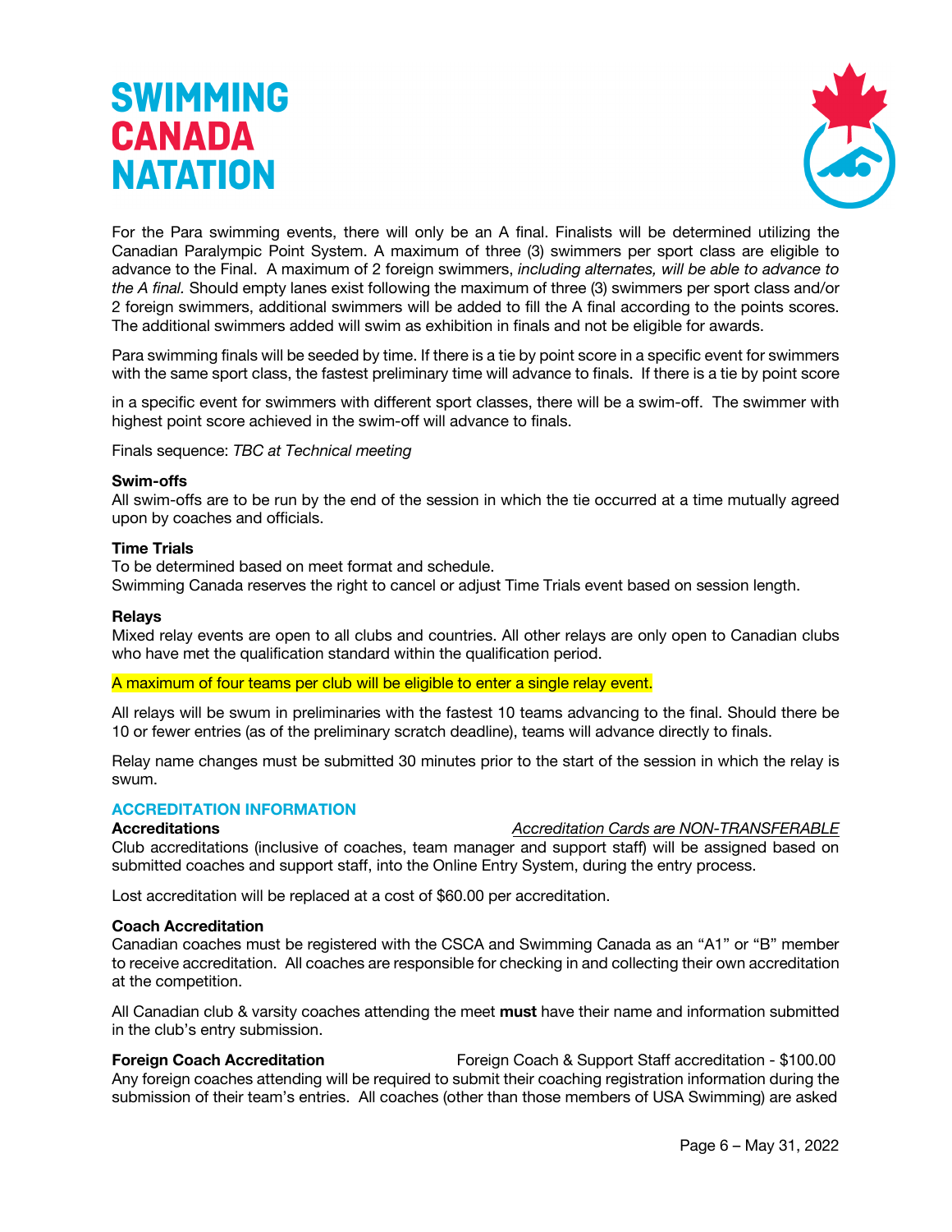For the Para swimming events, there will only be an A final. Finalists will be determined utilizing the Canadian Paralympic Point System. A maximum of three (3) swimmers per sport class are eligible to advance to the Final. A maximum of 2 foreign swimmers, *including alternates, will be able to advance to the A final.* Should empty lanes exist following the maximum of three (3) swimmers per sport class and/or 2 foreign swimmers, additional swimmers will be added to fill the A final according to the points scores. The additional swimmers added will swim as exhibition in finals and not be eligible for awards.

Para swimming finals will be seeded by time. If there is a tie by point score in a specific event for swimmers with the same sport class, the fastest preliminary time will advance to finals. If there is a tie by point score in a specific event for swimmers with different sport classes, there will be a swim-off. The swimmer with highest point score achieved in the swim-off will advance to finals.

Finals sequence: *TBC at Technical meeting*

**Swim-offs**
All swim-offs are to be run by the end of the session in which the tie occurred at a time mutually agreed upon by coaches and officials.

**Time Trials**
To be determined based on meet format and schedule.
Swimming Canada reserves the right to cancel or adjust Time Trials event based on session length.

**Relays**
Mixed relay events are open to all clubs and countries. All other relays are only open to Canadian clubs who have met the qualification standard within the qualification period.

A maximum of four teams per club will be eligible to enter a single relay event.

All relays will be swum in preliminaries with the fastest 10 teams advancing to the final. Should there be 10 or fewer entries (as of the preliminary scratch deadline), teams will advance directly to finals.

Relay name changes must be submitted 30 minutes prior to the start of the session in which the relay is swum.

## ACCREDITATION INFORMATION

**Accreditations** *Accreditation Cards are NON-TRANSFERABLE*

Club accreditations (inclusive of coaches, team manager and support staff) will be assigned based on submitted coaches and support staff, into the Online Entry System, during the entry process.

Lost accreditation will be replaced at a cost of $60.00 per accreditation.

**Coach Accreditation**
Canadian coaches must be registered with the CSCA and Swimming Canada as an "A1" or "B" member to receive accreditation. All coaches are responsible for checking in and collecting their own accreditation at the competition.

All Canadian club & varsity coaches attending the meet **must** have their name and information submitted in the club's entry submission.

**Foreign Coach Accreditation** Foreign Coach & Support Staff accreditation - $100.00

Any foreign coaches attending will be required to submit their coaching registration information during the submission of their team's entries. All coaches (other than those members of USA Swimming) are asked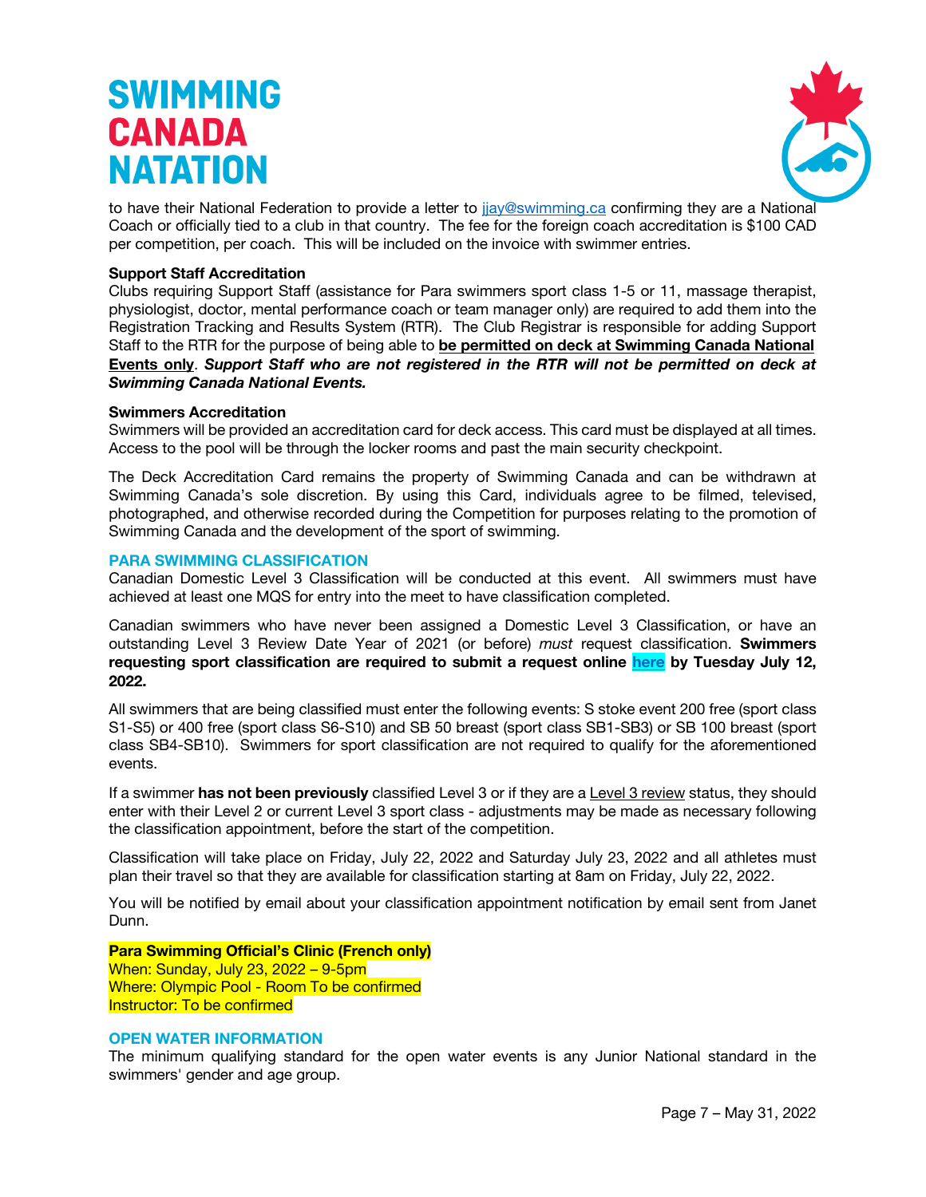to have their National Federation to provide a letter to [jjay@swimming.ca](mailto:jjay@swimming.ca) confirming they are a National Coach or officially tied to a club in that country. The fee for the foreign coach accreditation is $100 CAD per competition, per coach. This will be included on the invoice with swimmer entries.

**Support Staff Accreditation**
Clubs requiring Support Staff (assistance for Para swimmers sport class 1-5 or 11, massage therapist, physiologist, doctor, mental performance coach or team manager only) are required to add them into the Registration Tracking and Results System (RTR). The Club Registrar is responsible for adding Support Staff to the RTR for the purpose of being able to **be permitted on deck at Swimming Canada National Events only**. ***Support Staff who are not registered in the RTR will not be permitted on deck at Swimming Canada National Events.***

**Swimmers Accreditation**
Swimmers will be provided an accreditation card for deck access. This card must be displayed at all times. Access to the pool will be through the locker rooms and past the main security checkpoint.

The Deck Accreditation Card remains the property of Swimming Canada and can be withdrawn at Swimming Canada's sole discretion. By using this Card, individuals agree to be filmed, televised, photographed, and otherwise recorded during the Competition for purposes relating to the promotion of Swimming Canada and the development of the sport of swimming.

## PARA SWIMMING CLASSIFICATION

Canadian Domestic Level 3 Classification will be conducted at this event. All swimmers must have achieved at least one MQS for entry into the meet to have classification completed.

Canadian swimmers who have never been assigned a Domestic Level 3 Classification, or have an outstanding Level 3 Review Date Year of 2021 (or before) *must* request classification. **Swimmers requesting sport classification are required to submit a request online here by Tuesday July 12, 2022.**

All swimmers that are being classified must enter the following events: S stoke event 200 free (sport class S1-S5) or 400 free (sport class S6-S10) and SB 50 breast (sport class SB1-SB3) or SB 100 breast (sport class SB4-SB10). Swimmers for sport classification are not required to qualify for the aforementioned events.

If a swimmer **has not been previously** classified Level 3 or if they are a Level 3 review status, they should enter with their Level 2 or current Level 3 sport class - adjustments may be made as necessary following the classification appointment, before the start of the competition.

Classification will take place on Friday, July 22, 2022 and Saturday July 23, 2022 and all athletes must plan their travel so that they are available for classification starting at 8am on Friday, July 22, 2022.

You will be notified by email about your classification appointment notification by email sent from Janet Dunn.

**Para Swimming Official's Clinic (French only)**
When: Sunday, July 23, 2022 – 9-5pm
Where: Olympic Pool - Room To be confirmed
Instructor: To be confirmed

## OPEN WATER INFORMATION

The minimum qualifying standard for the open water events is any Junior National standard in the swimmers' gender and age group.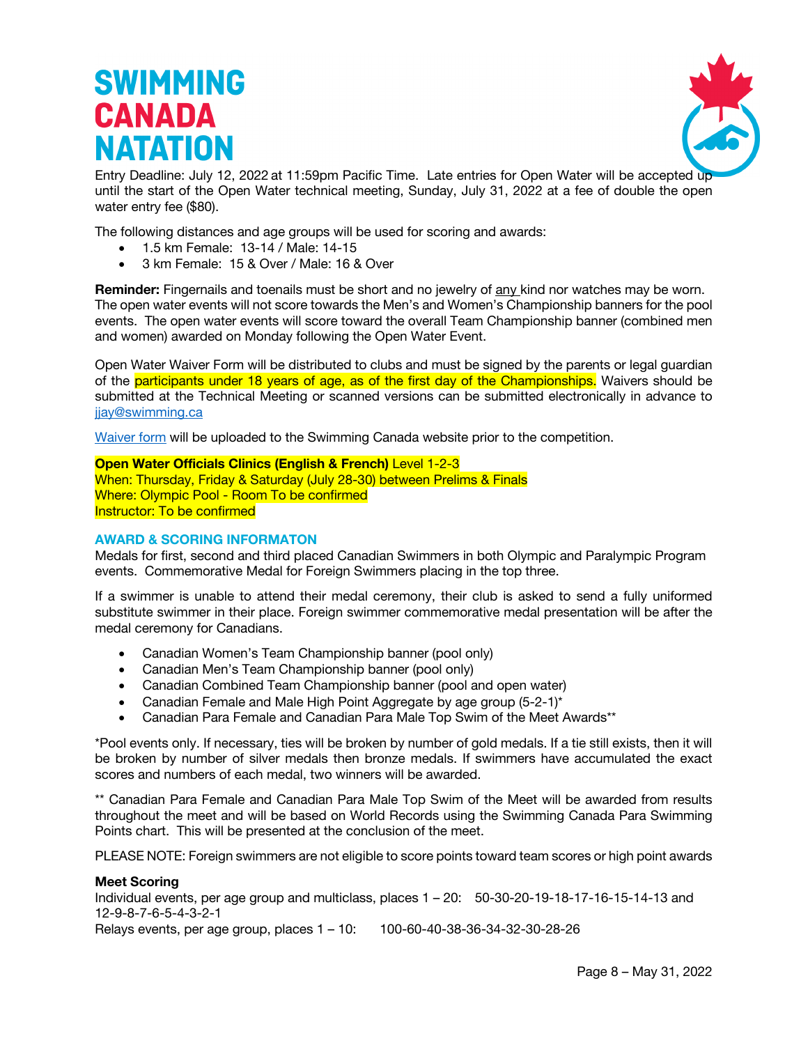Entry Deadline: July 12, 2022 at 11:59pm Pacific Time. Late entries for Open Water will be accepted up until the start of the Open Water technical meeting, Sunday, July 31, 2022 at a fee of double the open water entry fee ($80).

The following distances and age groups will be used for scoring and awards:

- 1.5 km Female: 13-14 / Male: 14-15
- 3 km Female: 15 & Over / Male: 16 & Over

**Reminder:** Fingernails and toenails must be short and no jewelry of any kind nor watches may be worn. The open water events will not score towards the Men's and Women's Championship banners for the pool events. The open water events will score toward the overall Team Championship banner (combined men and women) awarded on Monday following the Open Water Event.

Open Water Waiver Form will be distributed to clubs and must be signed by the parents or legal guardian of the participants under 18 years of age, as of the first day of the Championships. Waivers should be submitted at the Technical Meeting or scanned versions can be submitted electronically in advance to jjay@swimming.ca

Waiver form will be uploaded to the Swimming Canada website prior to the competition.

**Open Water Officials Clinics (English & French)** Level 1-2-3
When: Thursday, Friday & Saturday (July 28-30) between Prelims & Finals
Where: Olympic Pool - Room To be confirmed
Instructor: To be confirmed

## AWARD & SCORING INFORMATON

Medals for first, second and third placed Canadian Swimmers in both Olympic and Paralympic Program events. Commemorative Medal for Foreign Swimmers placing in the top three.

If a swimmer is unable to attend their medal ceremony, their club is asked to send a fully uniformed substitute swimmer in their place. Foreign swimmer commemorative medal presentation will be after the medal ceremony for Canadians.

- Canadian Women's Team Championship banner (pool only)
- Canadian Men's Team Championship banner (pool only)
- Canadian Combined Team Championship banner (pool and open water)
- Canadian Female and Male High Point Aggregate by age group (5-2-1)*
- Canadian Para Female and Canadian Para Male Top Swim of the Meet Awards**

*Pool events only. If necessary, ties will be broken by number of gold medals. If a tie still exists, then it will be broken by number of silver medals then bronze medals. If swimmers have accumulated the exact scores and numbers of each medal, two winners will be awarded.

** Canadian Para Female and Canadian Para Male Top Swim of the Meet will be awarded from results throughout the meet and will be based on World Records using the Swimming Canada Para Swimming Points chart. This will be presented at the conclusion of the meet.

PLEASE NOTE: Foreign swimmers are not eligible to score points toward team scores or high point awards

**Meet Scoring**
Individual events, per age group and multiclass, places 1 – 20: 50-30-20-19-18-17-16-15-14-13 and 12-9-8-7-6-5-4-3-2-1
Relays events, per age group, places 1 – 10: 100-60-40-38-36-34-32-30-28-26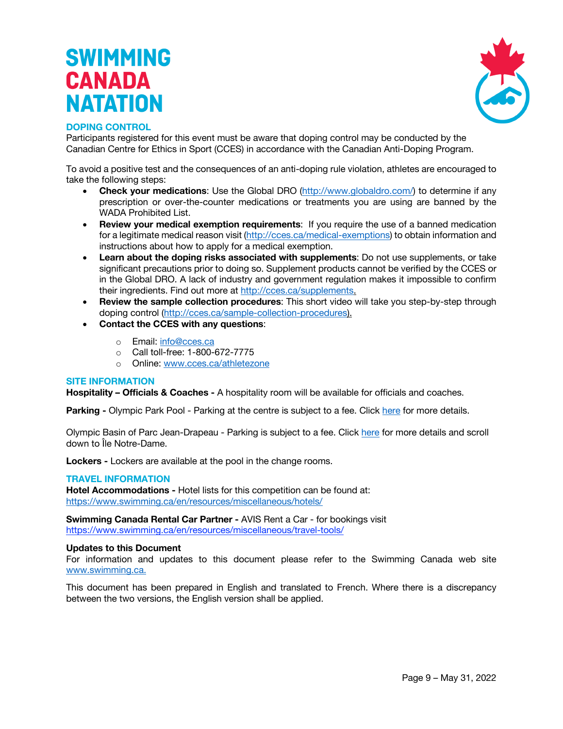# SWIMMING CANADA NATATION

## DOPING CONTROL

Participants registered for this event must be aware that doping control may be conducted by the Canadian Centre for Ethics in Sport (CCES) in accordance with the Canadian Anti-Doping Program.

To avoid a positive test and the consequences of an anti-doping rule violation, athletes are encouraged to take the following steps:

- **Check your medications**: Use the Global DRO (http://www.globaldro.com/) to determine if any prescription or over-the-counter medications or treatments you are using are banned by the WADA Prohibited List.
- **Review your medical exemption requirements**: If you require the use of a banned medication for a legitimate medical reason visit (http://cces.ca/medical-exemptions) to obtain information and instructions about how to apply for a medical exemption.
- **Learn about the doping risks associated with supplements**: Do not use supplements, or take significant precautions prior to doing so. Supplement products cannot be verified by the CCES or in the Global DRO. A lack of industry and government regulation makes it impossible to confirm their ingredients. Find out more at http://cces.ca/supplements.
- **Review the sample collection procedures**: This short video will take you step-by-step through doping control (http://cces.ca/sample-collection-procedures).
- **Contact the CCES with any questions**:
  - Email: info@cces.ca
  - Call toll-free: 1-800-672-7775
  - Online: www.cces.ca/athletezone

## SITE INFORMATION

**Hospitality – Officials & Coaches -** A hospitality room will be available for officials and coaches.

**Parking -** Olympic Park Pool - Parking at the centre is subject to a fee. Click here for more details.

Olympic Basin of Parc Jean-Drapeau - Parking is subject to a fee. Click here for more details and scroll down to Île Notre-Dame.

**Lockers -** Lockers are available at the pool in the change rooms.

## TRAVEL INFORMATION

**Hotel Accommodations -** Hotel lists for this competition can be found at: https://www.swimming.ca/en/resources/miscellaneous/hotels/

**Swimming Canada Rental Car Partner -** AVIS Rent a Car - for bookings visit https://www.swimming.ca/en/resources/miscellaneous/travel-tools/

**Updates to this Document**

For information and updates to this document please refer to the Swimming Canada web site www.swimming.ca.

This document has been prepared in English and translated to French. Where there is a discrepancy between the two versions, the English version shall be applied.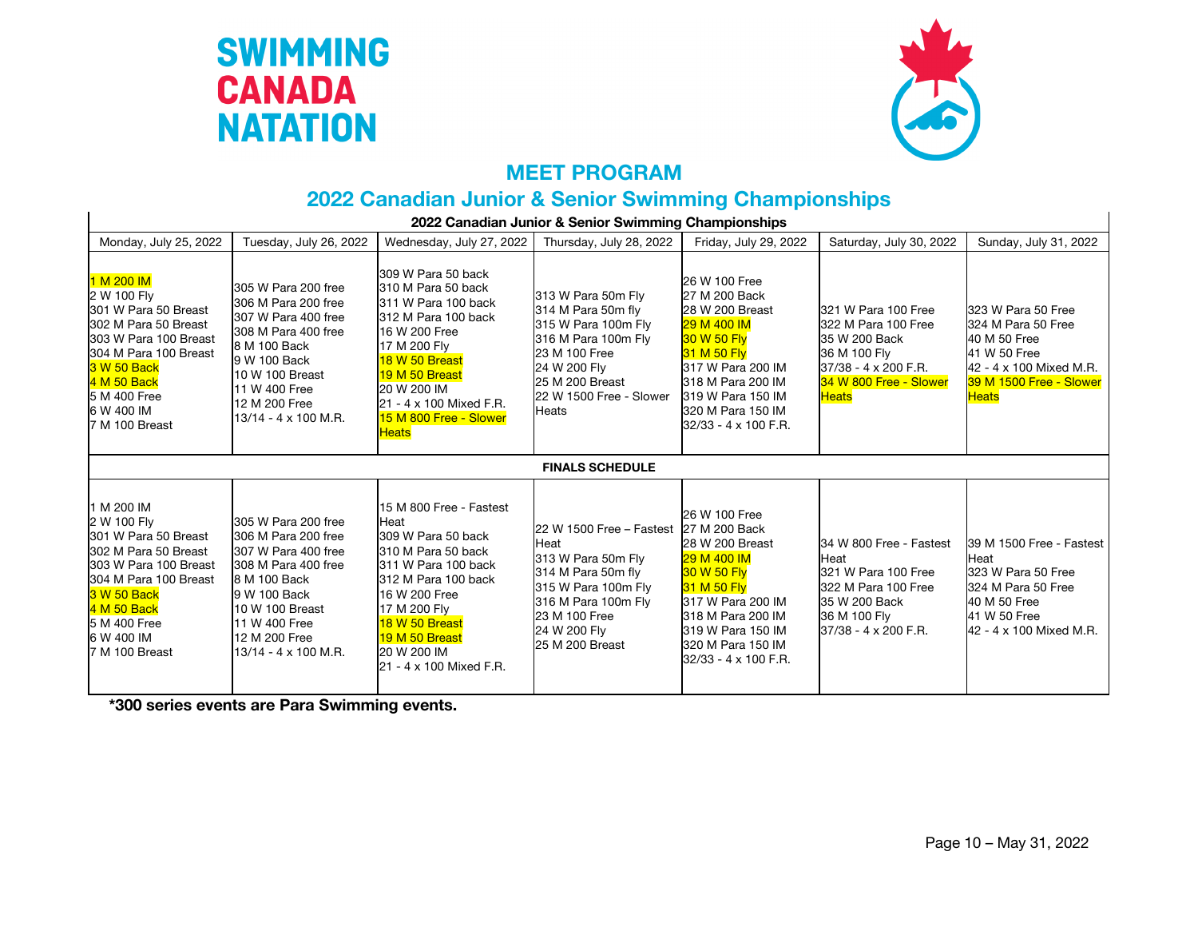# SWIMMING CANADA NATATION

## MEET PROGRAM

## 2022 Canadian Junior & Senior Swimming Championships

**2022 Canadian Junior & Senior Swimming Championships**

| Monday, July 25, 2022 | Tuesday, July 26, 2022 | Wednesday, July 27, 2022 | Thursday, July 28, 2022 | Friday, July 29, 2022 | Saturday, July 30, 2022 | Sunday, July 31, 2022 |
|---|---|---|---|---|---|---|
| 1 M 200 IM<br>2 W 100 Fly<br>301 W Para 50 Breast<br>302 M Para 50 Breast<br>303 W Para 100 Breast<br>304 M Para 100 Breast<br>3 W 50 Back<br>4 M 50 Back<br>5 M 400 Free<br>6 W 400 IM<br>7 M 100 Breast | 305 W Para 200 free<br>306 M Para 200 free<br>307 W Para 400 free<br>308 M Para 400 free<br>8 M 100 Back<br>9 W 100 Back<br>10 W 100 Breast<br>11 W 400 Free<br>12 M 200 Free<br>13/14 - 4 x 100 M.R. | 309 W Para 50 back<br>310 M Para 50 back<br>311 W Para 100 back<br>312 M Para 100 back<br>16 W 200 Free<br>17 M 200 Fly<br>18 W 50 Breast<br>19 M 50 Breast<br>20 W 200 IM<br>21 - 4 x 100 Mixed F.R.<br>15 M 800 Free - Slower Heats | 313 W Para 50m Fly<br>314 M Para 50m fly<br>315 W Para 100m Fly<br>316 M Para 100m Fly<br>23 M 100 Free<br>24 W 200 Fly<br>25 M 200 Breast<br>22 W 1500 Free - Slower Heats | 26 W 100 Free<br>27 M 200 Back<br>28 W 200 Breast<br>29 M 400 IM<br>30 W 50 Fly<br>31 M 50 Fly<br>317 W Para 200 IM<br>318 M Para 200 IM<br>319 W Para 150 IM<br>320 M Para 150 IM<br>32/33 - 4 x 100 F.R. | 321 W Para 100 Free<br>322 M Para 100 Free<br>35 W 200 Back<br>36 M 100 Fly<br>37/38 - 4 x 200 F.R.<br>34 W 800 Free - Slower Heats | 323 W Para 50 Free<br>324 M Para 50 Free<br>40 M 50 Free<br>41 W 50 Free<br>42 - 4 x 100 Mixed M.R.<br>39 M 1500 Free - Slower Heats |
| **FINALS SCHEDULE** | | | | | | |
| 1 M 200 IM<br>2 W 100 Fly<br>301 W Para 50 Breast<br>302 M Para 50 Breast<br>303 W Para 100 Breast<br>304 M Para 100 Breast<br>3 W 50 Back<br>4 M 50 Back<br>5 M 400 Free<br>6 W 400 IM<br>7 M 100 Breast | 305 W Para 200 free<br>306 M Para 200 free<br>307 W Para 400 free<br>308 M Para 400 free<br>8 M 100 Back<br>9 W 100 Back<br>10 W 100 Breast<br>11 W 400 Free<br>12 M 200 Free<br>13/14 - 4 x 100 M.R. | 15 M 800 Free - Fastest Heat<br>309 W Para 50 back<br>310 M Para 50 back<br>311 W Para 100 back<br>312 M Para 100 back<br>16 W 200 Free<br>17 M 200 Fly<br>18 W 50 Breast<br>19 M 50 Breast<br>20 W 200 IM<br>21 - 4 x 100 Mixed F.R. | 22 W 1500 Free – Fastest Heat<br>313 W Para 50m Fly<br>314 M Para 50m fly<br>315 W Para 100m Fly<br>316 M Para 100m Fly<br>23 M 100 Free<br>24 W 200 Fly<br>25 M 200 Breast | 26 W 100 Free<br>27 M 200 Back<br>28 W 200 Breast<br>29 M 400 IM<br>30 W 50 Fly<br>31 M 50 Fly<br>317 W Para 200 IM<br>318 M Para 200 IM<br>319 W Para 150 IM<br>320 M Para 150 IM<br>32/33 - 4 x 100 F.R. | 34 W 800 Free - Fastest Heat<br>321 W Para 100 Free<br>322 M Para 100 Free<br>35 W 200 Back<br>36 M 100 Fly<br>37/38 - 4 x 200 F.R. | 39 M 1500 Free - Fastest Heat<br>323 W Para 50 Free<br>324 M Para 50 Free<br>40 M 50 Free<br>41 W 50 Free<br>42 - 4 x 100 Mixed M.R. |

**\*300 series events are Para Swimming events.**

Page 10 – May 31, 2022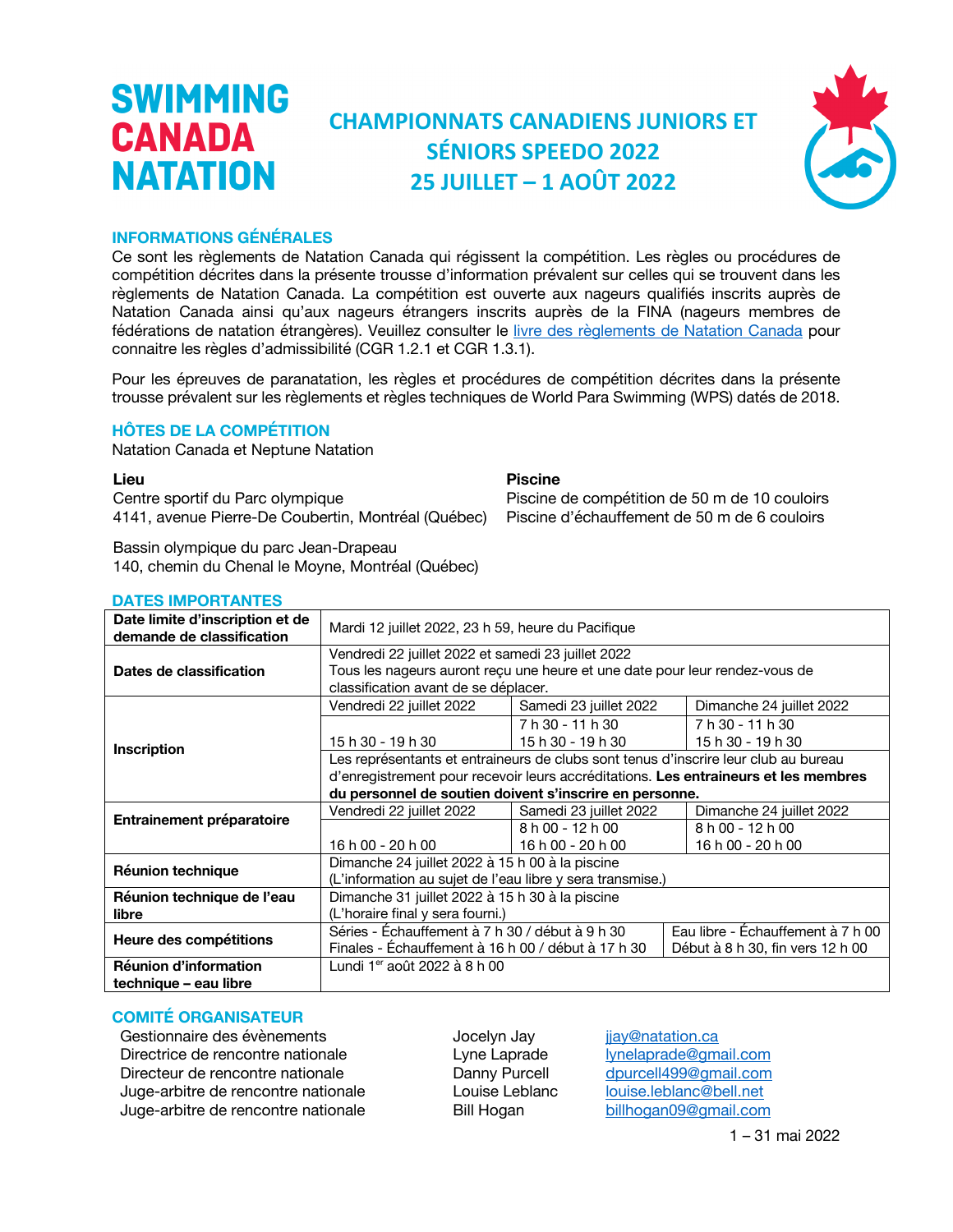# SWIMMING CANADA NATATION

## CHAMPIONNATS CANADIENS JUNIORS ET SÉNIORS SPEEDO 2022
## 25 JUILLET – 1 AOÛT 2022

### INFORMATIONS GÉNÉRALES

Ce sont les règlements de Natation Canada qui régissent la compétition. Les règles ou procédures de compétition décrites dans la présente trousse d'information prévalent sur celles qui se trouvent dans les règlements de Natation Canada. La compétition est ouverte aux nageurs qualifiés inscrits auprès de Natation Canada ainsi qu'aux nageurs étrangers inscrits auprès de la FINA (nageurs membres de fédérations de natation étrangères). Veuillez consulter le livre des règlements de Natation Canada pour connaitre les règles d'admissibilité (CGR 1.2.1 et CGR 1.3.1).

Pour les épreuves de paranatation, les règles et procédures de compétition décrites dans la présente trousse prévalent sur les règlements et règles techniques de World Para Swimming (WPS) datés de 2018.

### HÔTES DE LA COMPÉTITION

Natation Canada et Neptune Natation

**Lieu**
Centre sportif du Parc olympique
4141, avenue Pierre-De Coubertin, Montréal (Québec)

**Piscine**
Piscine de compétition de 50 m de 10 couloirs
Piscine d'échauffement de 50 m de 6 couloirs

Bassin olympique du parc Jean-Drapeau
140, chemin du Chenal le Moyne, Montréal (Québec)

### DATES IMPORTANTES

| | | | |
|---|---|---|---|
| **Date limite d'inscription et de demande de classification** | Mardi 12 juillet 2022, 23 h 59, heure du Pacifique | | |
| **Dates de classification** | Vendredi 22 juillet 2022 et samedi 23 juillet 2022<br>Tous les nageurs auront reçu une heure et une date pour leur rendez-vous de classification avant de se déplacer. | | |
| **Inscription** | Vendredi 22 juillet 2022 | Samedi 23 juillet 2022 | Dimanche 24 juillet 2022 |
| | 15 h 30 - 19 h 30 | 7 h 30 - 11 h 30<br>15 h 30 - 19 h 30 | 7 h 30 - 11 h 30<br>15 h 30 - 19 h 30 |
| | Les représentants et entraineurs de clubs sont tenus d'inscrire leur club au bureau d'enregistrement pour recevoir leurs accréditations. **Les entraineurs et les membres du personnel de soutien doivent s'inscrire en personne.** | | |
| **Entrainement préparatoire** | Vendredi 22 juillet 2022 | Samedi 23 juillet 2022 | Dimanche 24 juillet 2022 |
| | 16 h 00 - 20 h 00 | 8 h 00 - 12 h 00<br>16 h 00 - 20 h 00 | 8 h 00 - 12 h 00<br>16 h 00 - 20 h 00 |
| **Réunion technique** | Dimanche 24 juillet 2022 à 15 h 00 à la piscine<br>(L'information au sujet de l'eau libre y sera transmise.) | | |
| **Réunion technique de l'eau libre** | Dimanche 31 juillet 2022 à 15 h 30 à la piscine<br>(L'horaire final y sera fourni.) | | |
| **Heure des compétitions** | Séries - Échauffement à 7 h 30 / début à 9 h 30<br>Finales - Échauffement à 16 h 00 / début à 17 h 30 | Eau libre - Échauffement à 7 h 00<br>Début à 8 h 30, fin vers 12 h 00 | |
| **Réunion d'information technique – eau libre** | Lundi 1er août 2022 à 8 h 00 | | |

### COMITÉ ORGANISATEUR

| | | |
|---|---|---|
| Gestionnaire des évènements | Jocelyn Jay | jjay@natation.ca |
| Directrice de rencontre nationale | Lyne Laprade | lynelaprade@gmail.com |
| Directeur de rencontre nationale | Danny Purcell | dpurcell499@gmail.com |
| Juge-arbitre de rencontre nationale | Louise Leblanc | louise.leblanc@bell.net |
| Juge-arbitre de rencontre nationale | Bill Hogan | billhogan09@gmail.com |

1 – 31 mai 2022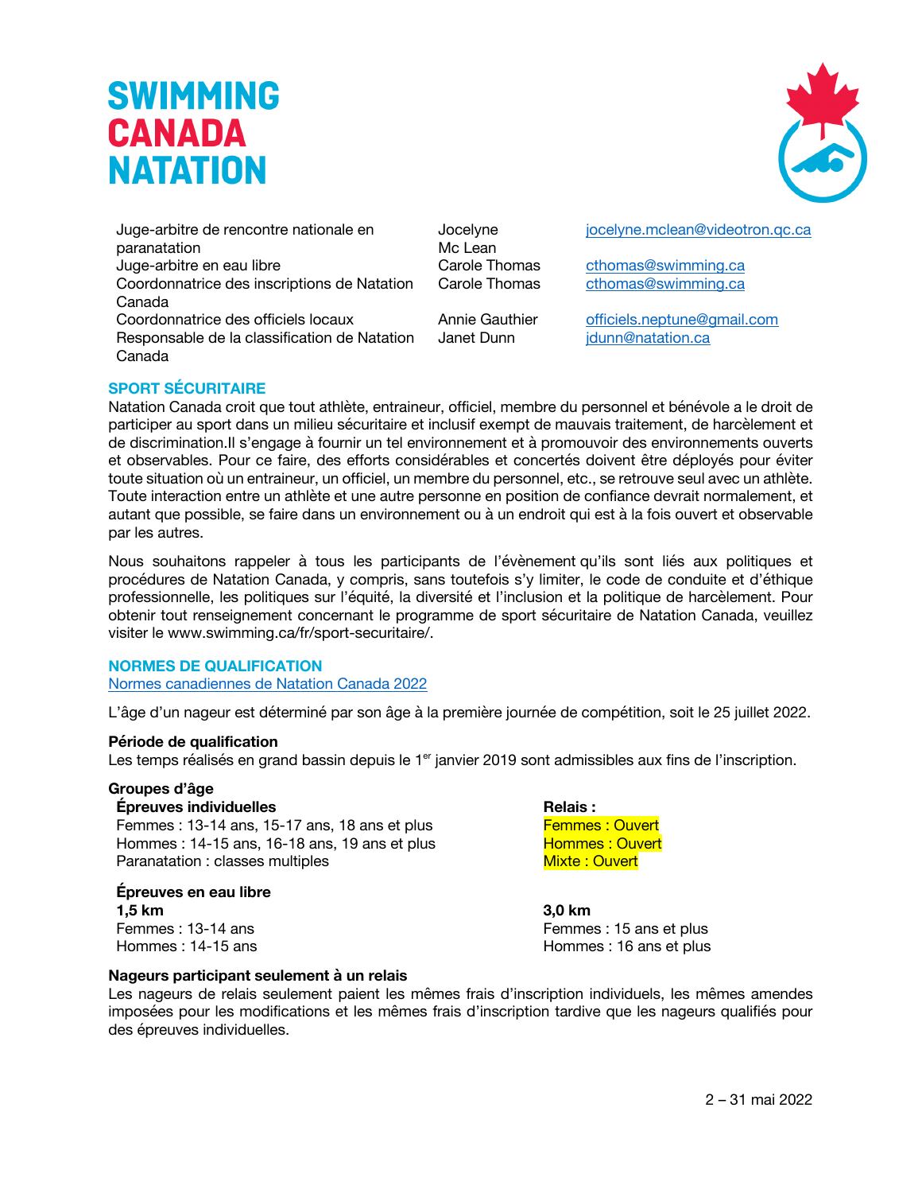| | | |
|---|---|---|
| Juge-arbitre de rencontre nationale en paranatation | Jocelyne Mc Lean | jocelyne.mclean@videotron.qc.ca |
| Juge-arbitre en eau libre | Carole Thomas | cthomas@swimming.ca |
| Coordonnatrice des inscriptions de Natation Canada | Carole Thomas | cthomas@swimming.ca |
| Coordonnatrice des officiels locaux | Annie Gauthier | officiels.neptune@gmail.com |
| Responsable de la classification de Natation Canada | Janet Dunn | jdunn@natation.ca |

## SPORT SÉCURITAIRE

Natation Canada croit que tout athlète, entraineur, officiel, membre du personnel et bénévole a le droit de participer au sport dans un milieu sécuritaire et inclusif exempt de mauvais traitement, de harcèlement et de discrimination.Il s'engage à fournir un tel environnement et à promouvoir des environnements ouverts et observables. Pour ce faire, des efforts considérables et concertés doivent être déployés pour éviter toute situation où un entraineur, un officiel, un membre du personnel, etc., se retrouve seul avec un athlète. Toute interaction entre un athlète et une autre personne en position de confiance devrait normalement, et autant que possible, se faire dans un environnement ou à un endroit qui est à la fois ouvert et observable par les autres.

Nous souhaitons rappeler à tous les participants de l'évènement qu'ils sont liés aux politiques et procédures de Natation Canada, y compris, sans toutefois s'y limiter, le code de conduite et d'éthique professionnelle, les politiques sur l'équité, la diversité et l'inclusion et la politique de harcèlement. Pour obtenir tout renseignement concernant le programme de sport sécuritaire de Natation Canada, veuillez visiter le www.swimming.ca/fr/sport-securitaire/.

## NORMES DE QUALIFICATION

Normes canadiennes de Natation Canada 2022

L'âge d'un nageur est déterminé par son âge à la première journée de compétition, soit le 25 juillet 2022.

**Période de qualification**

Les temps réalisés en grand bassin depuis le 1er janvier 2019 sont admissibles aux fins de l'inscription.

**Groupes d'âge**

**Épreuves individuelles**

Femmes : 13-14 ans, 15-17 ans, 18 ans et plus
Hommes : 14-15 ans, 16-18 ans, 19 ans et plus
Paranatation : classes multiples

**Relais :**

Femmes : Ouvert
Hommes : Ouvert
Mixte : Ouvert

**Épreuves en eau libre**

**1,5 km**

Femmes : 13-14 ans
Hommes : 14-15 ans

**3,0 km**

Femmes : 15 ans et plus
Hommes : 16 ans et plus

**Nageurs participant seulement à un relais**

Les nageurs de relais seulement paient les mêmes frais d'inscription individuels, les mêmes amendes imposées pour les modifications et les mêmes frais d'inscription tardive que les nageurs qualifiés pour des épreuves individuelles.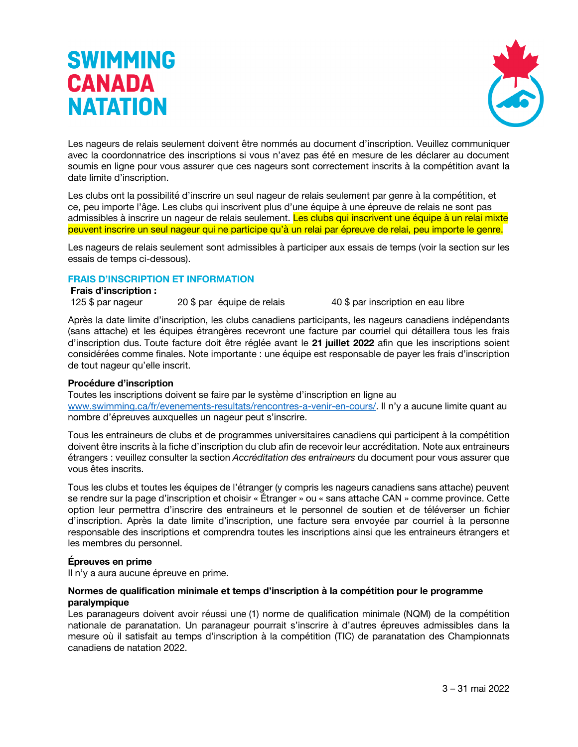Les nageurs de relais seulement doivent être nommés au document d'inscription. Veuillez communiquer avec la coordonnatrice des inscriptions si vous n'avez pas été en mesure de les déclarer au document soumis en ligne pour vous assurer que ces nageurs sont correctement inscrits à la compétition avant la date limite d'inscription.

Les clubs ont la possibilité d'inscrire un seul nageur de relais seulement par genre à la compétition, et ce, peu importe l'âge. Les clubs qui inscrivent plus d'une équipe à une épreuve de relais ne sont pas admissibles à inscrire un nageur de relais seulement. Les clubs qui inscrivent une équipe à un relai mixte peuvent inscrire un seul nageur qui ne participe qu'à un relai par épreuve de relai, peu importe le genre.

Les nageurs de relais seulement sont admissibles à participer aux essais de temps (voir la section sur les essais de temps ci-dessous).

## FRAIS D'INSCRIPTION ET INFORMATION

**Frais d'inscription :**

125 $ par nageur    20 $ par équipe de relais    40 $ par inscription en eau libre

Après la date limite d'inscription, les clubs canadiens participants, les nageurs canadiens indépendants (sans attache) et les équipes étrangères recevront une facture par courriel qui détaillera tous les frais d'inscription dus. Toute facture doit être réglée avant le **21 juillet 2022** afin que les inscriptions soient considérées comme finales. Note importante : une équipe est responsable de payer les frais d'inscription de tout nageur qu'elle inscrit.

### Procédure d'inscription

Toutes les inscriptions doivent se faire par le système d'inscription en ligne au www.swimming.ca/fr/evenements-resultats/rencontres-a-venir-en-cours/. Il n'y a aucune limite quant au nombre d'épreuves auxquelles un nageur peut s'inscrire.

Tous les entraineurs de clubs et de programmes universitaires canadiens qui participent à la compétition doivent être inscrits à la fiche d'inscription du club afin de recevoir leur accréditation. Note aux entraineurs étrangers : veuillez consulter la section *Accréditation des entraineurs* du document pour vous assurer que vous êtes inscrits.

Tous les clubs et toutes les équipes de l'étranger (y compris les nageurs canadiens sans attache) peuvent se rendre sur la page d'inscription et choisir « Étranger » ou « sans attache CAN » comme province. Cette option leur permettra d'inscrire des entraineurs et le personnel de soutien et de téléverser un fichier d'inscription. Après la date limite d'inscription, une facture sera envoyée par courriel à la personne responsable des inscriptions et comprendra toutes les inscriptions ainsi que les entraineurs étrangers et les membres du personnel.

### Épreuves en prime

Il n'y a aura aucune épreuve en prime.

### Normes de qualification minimale et temps d'inscription à la compétition pour le programme paralympique

Les paranageurs doivent avoir réussi une (1) norme de qualification minimale (NQM) de la compétition nationale de paranatation. Un paranageur pourrait s'inscrire à d'autres épreuves admissibles dans la mesure où il satisfait au temps d'inscription à la compétition (TIC) de paranatation des Championnats canadiens de natation 2022.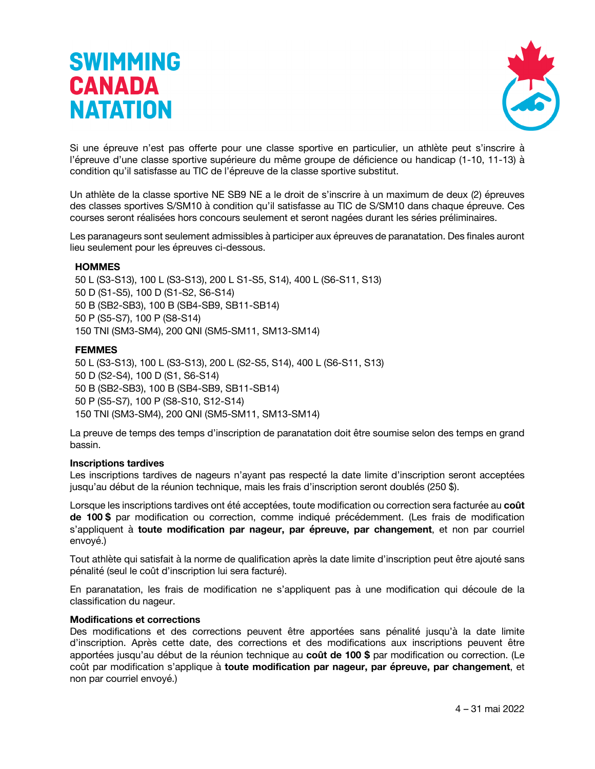Si une épreuve n'est pas offerte pour une classe sportive en particulier, un athlète peut s'inscrire à l'épreuve d'une classe sportive supérieure du même groupe de déficience ou handicap (1-10, 11-13) à condition qu'il satisfasse au TIC de l'épreuve de la classe sportive substitut.

Un athlète de la classe sportive NE SB9 NE a le droit de s'inscrire à un maximum de deux (2) épreuves des classes sportives S/SM10 à condition qu'il satisfasse au TIC de S/SM10 dans chaque épreuve. Ces courses seront réalisées hors concours seulement et seront nagées durant les séries préliminaires.

Les paranageurs sont seulement admissibles à participer aux épreuves de paranatation. Des finales auront lieu seulement pour les épreuves ci-dessous.

**HOMMES**

50 L (S3-S13), 100 L (S3-S13), 200 L S1-S5, S14), 400 L (S6-S11, S13)
50 D (S1-S5), 100 D (S1-S2, S6-S14)
50 B (SB2-SB3), 100 B (SB4-SB9, SB11-SB14)
50 P (S5-S7), 100 P (S8-S14)
150 TNI (SM3-SM4), 200 QNI (SM5-SM11, SM13-SM14)

**FEMMES**

50 L (S3-S13), 100 L (S3-S13), 200 L (S2-S5, S14), 400 L (S6-S11, S13)
50 D (S2-S4), 100 D (S1, S6-S14)
50 B (SB2-SB3), 100 B (SB4-SB9, SB11-SB14)
50 P (S5-S7), 100 P (S8-S10, S12-S14)
150 TNI (SM3-SM4), 200 QNI (SM5-SM11, SM13-SM14)

La preuve de temps des temps d'inscription de paranatation doit être soumise selon des temps en grand bassin.

**Inscriptions tardives**

Les inscriptions tardives de nageurs n'ayant pas respecté la date limite d'inscription seront acceptées jusqu'au début de la réunion technique, mais les frais d'inscription seront doublés (250 $).

Lorsque les inscriptions tardives ont été acceptées, toute modification ou correction sera facturée au **coût de 100 $** par modification ou correction, comme indiqué précédemment. (Les frais de modification s'appliquent à **toute modification par nageur, par épreuve, par changement**, et non par courriel envoyé.)

Tout athlète qui satisfait à la norme de qualification après la date limite d'inscription peut être ajouté sans pénalité (seul le coût d'inscription lui sera facturé).

En paranatation, les frais de modification ne s'appliquent pas à une modification qui découle de la classification du nageur.

**Modifications et corrections**

Des modifications et des corrections peuvent être apportées sans pénalité jusqu'à la date limite d'inscription. Après cette date, des corrections et des modifications aux inscriptions peuvent être apportées jusqu'au début de la réunion technique au **coût de 100 $** par modification ou correction. (Le coût par modification s'applique à **toute modification par nageur, par épreuve, par changement**, et non par courriel envoyé.)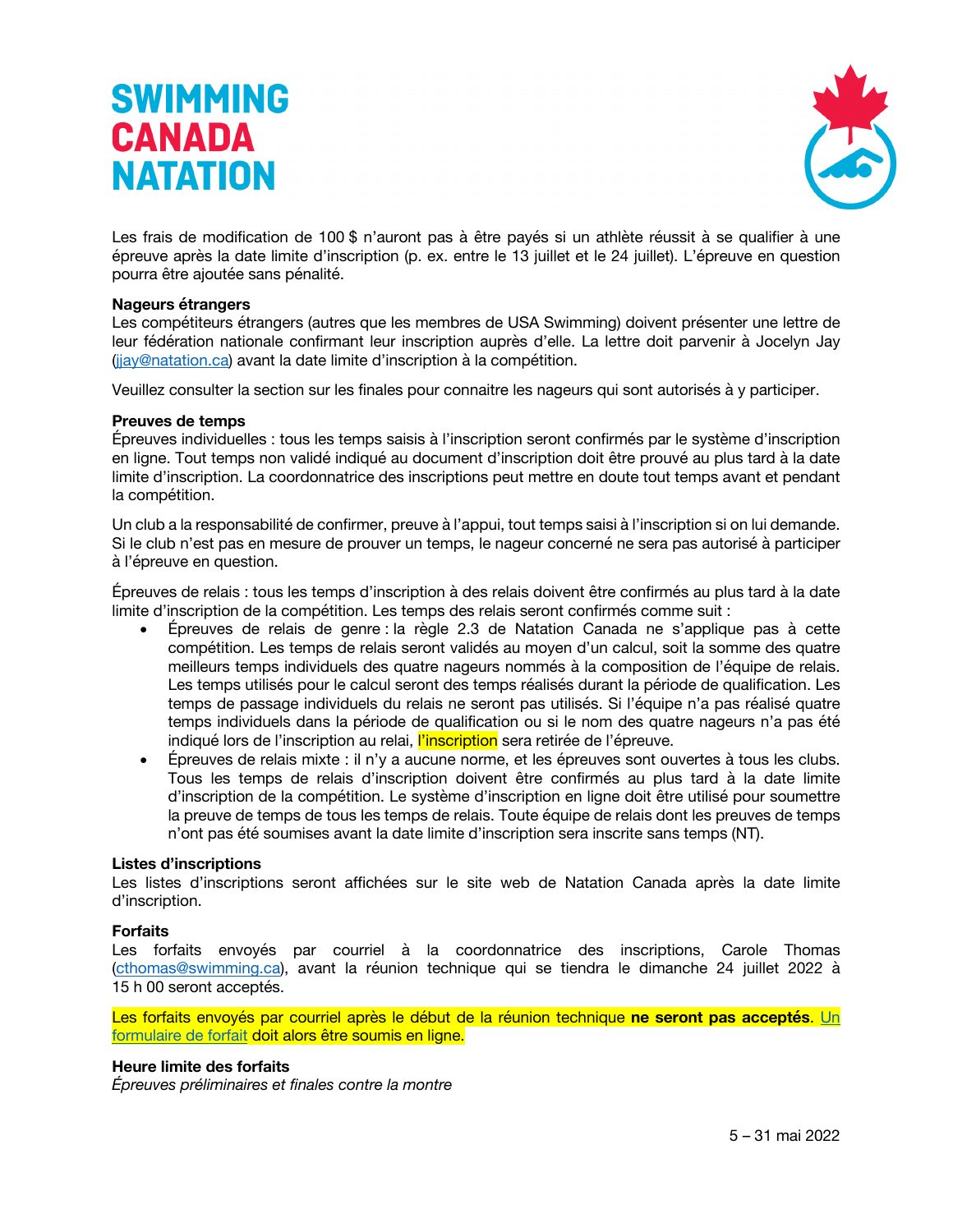Les frais de modification de 100 $ n'auront pas à être payés si un athlète réussit à se qualifier à une épreuve après la date limite d'inscription (p. ex. entre le 13 juillet et le 24 juillet). L'épreuve en question pourra être ajoutée sans pénalité.

**Nageurs étrangers**
Les compétiteurs étrangers (autres que les membres de USA Swimming) doivent présenter une lettre de leur fédération nationale confirmant leur inscription auprès d'elle. La lettre doit parvenir à Jocelyn Jay (jjay@natation.ca) avant la date limite d'inscription à la compétition.

Veuillez consulter la section sur les finales pour connaitre les nageurs qui sont autorisés à y participer.

**Preuves de temps**
Épreuves individuelles : tous les temps saisis à l'inscription seront confirmés par le système d'inscription en ligne. Tout temps non validé indiqué au document d'inscription doit être prouvé au plus tard à la date limite d'inscription. La coordonnatrice des inscriptions peut mettre en doute tout temps avant et pendant la compétition.

Un club a la responsabilité de confirmer, preuve à l'appui, tout temps saisi à l'inscription si on lui demande. Si le club n'est pas en mesure de prouver un temps, le nageur concerné ne sera pas autorisé à participer à l'épreuve en question.

Épreuves de relais : tous les temps d'inscription à des relais doivent être confirmés au plus tard à la date limite d'inscription de la compétition. Les temps des relais seront confirmés comme suit :

- Épreuves de relais de genre : la règle 2.3 de Natation Canada ne s'applique pas à cette compétition. Les temps de relais seront validés au moyen d'un calcul, soit la somme des quatre meilleurs temps individuels des quatre nageurs nommés à la composition de l'équipe de relais. Les temps utilisés pour le calcul seront des temps réalisés durant la période de qualification. Les temps de passage individuels du relais ne seront pas utilisés. Si l'équipe n'a pas réalisé quatre temps individuels dans la période de qualification ou si le nom des quatre nageurs n'a pas été indiqué lors de l'inscription au relai, l'inscription sera retirée de l'épreuve.
- Épreuves de relais mixte : il n'y a aucune norme, et les épreuves sont ouvertes à tous les clubs. Tous les temps de relais d'inscription doivent être confirmés au plus tard à la date limite d'inscription de la compétition. Le système d'inscription en ligne doit être utilisé pour soumettre la preuve de temps de tous les temps de relais. Toute équipe de relais dont les preuves de temps n'ont pas été soumises avant la date limite d'inscription sera inscrite sans temps (NT).

**Listes d'inscriptions**
Les listes d'inscriptions seront affichées sur le site web de Natation Canada après la date limite d'inscription.

**Forfaits**
Les forfaits envoyés par courriel à la coordonnatrice des inscriptions, Carole Thomas (cthomas@swimming.ca), avant la réunion technique qui se tiendra le dimanche 24 juillet 2022 à 15 h 00 seront acceptés.

Les forfaits envoyés par courriel après le début de la réunion technique **ne seront pas acceptés**. Un formulaire de forfait doit alors être soumis en ligne.

**Heure limite des forfaits**
*Épreuves préliminaires et finales contre la montre*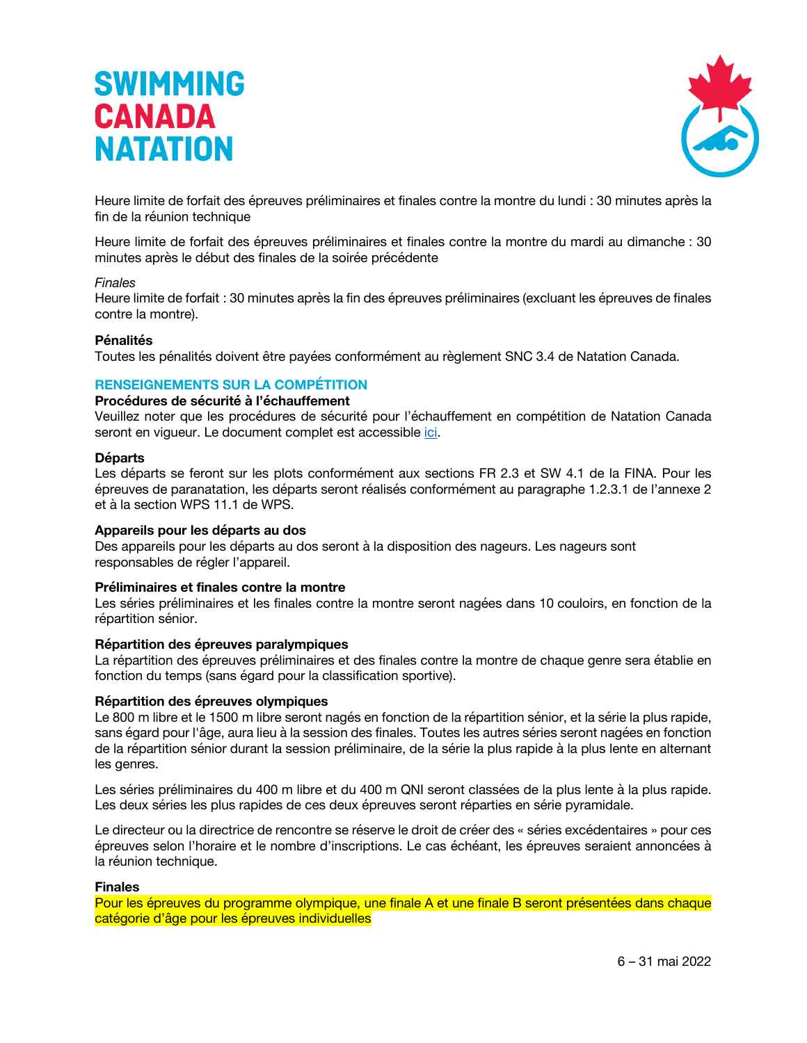Heure limite de forfait des épreuves préliminaires et finales contre la montre du lundi : 30 minutes après la fin de la réunion technique

Heure limite de forfait des épreuves préliminaires et finales contre la montre du mardi au dimanche : 30 minutes après le début des finales de la soirée précédente

*Finales*
Heure limite de forfait : 30 minutes après la fin des épreuves préliminaires (excluant les épreuves de finales contre la montre).

**Pénalités**
Toutes les pénalités doivent être payées conformément au règlement SNC 3.4 de Natation Canada.

## RENSEIGNEMENTS SUR LA COMPÉTITION

**Procédures de sécurité à l'échauffement**
Veuillez noter que les procédures de sécurité pour l'échauffement en compétition de Natation Canada seront en vigueur. Le document complet est accessible ici.

**Départs**
Les départs se feront sur les plots conformément aux sections FR 2.3 et SW 4.1 de la FINA. Pour les épreuves de paranatation, les départs seront réalisés conformément au paragraphe 1.2.3.1 de l'annexe 2 et à la section WPS 11.1 de WPS.

**Appareils pour les départs au dos**
Des appareils pour les départs au dos seront à la disposition des nageurs. Les nageurs sont responsables de régler l'appareil.

**Préliminaires et finales contre la montre**
Les séries préliminaires et les finales contre la montre seront nagées dans 10 couloirs, en fonction de la répartition sénior.

**Répartition des épreuves paralympiques**
La répartition des épreuves préliminaires et des finales contre la montre de chaque genre sera établie en fonction du temps (sans égard pour la classification sportive).

**Répartition des épreuves olympiques**
Le 800 m libre et le 1500 m libre seront nagés en fonction de la répartition sénior, et la série la plus rapide, sans égard pour l'âge, aura lieu à la session des finales. Toutes les autres séries seront nagées en fonction de la répartition sénior durant la session préliminaire, de la série la plus rapide à la plus lente en alternant les genres.

Les séries préliminaires du 400 m libre et du 400 m QNI seront classées de la plus lente à la plus rapide. Les deux séries les plus rapides de ces deux épreuves seront réparties en série pyramidale.

Le directeur ou la directrice de rencontre se réserve le droit de créer des « séries excédentaires » pour ces épreuves selon l'horaire et le nombre d'inscriptions. Le cas échéant, les épreuves seraient annoncées à la réunion technique.

**Finales**
Pour les épreuves du programme olympique, une finale A et une finale B seront présentées dans chaque catégorie d'âge pour les épreuves individuelles

6 – 31 mai 2022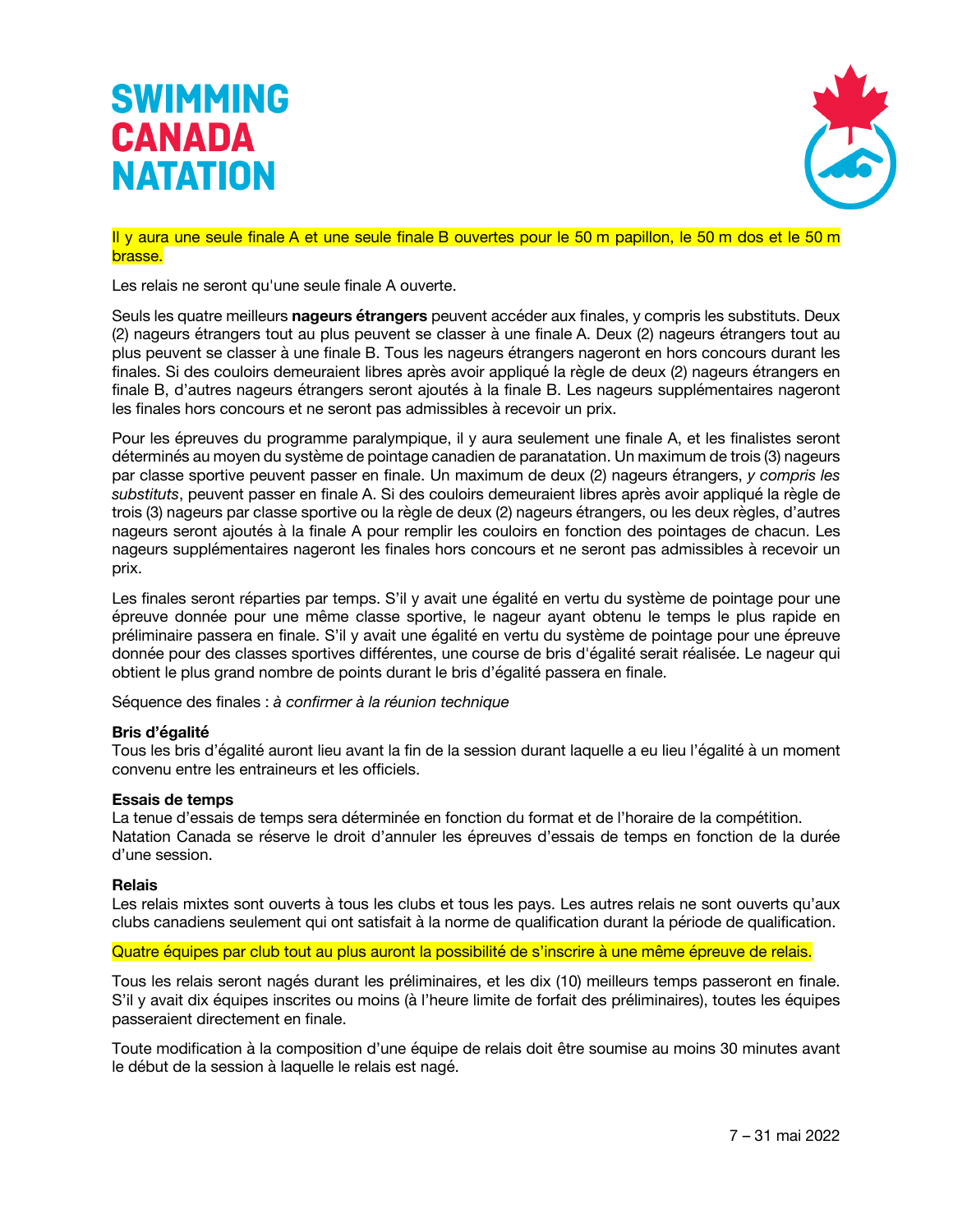Il y aura une seule finale A et une seule finale B ouvertes pour le 50 m papillon, le 50 m dos et le 50 m brasse.

Les relais ne seront qu'une seule finale A ouverte.

Seuls les quatre meilleurs **nageurs étrangers** peuvent accéder aux finales, y compris les substituts. Deux (2) nageurs étrangers tout au plus peuvent se classer à une finale A. Deux (2) nageurs étrangers tout au plus peuvent se classer à une finale B. Tous les nageurs étrangers nageront en hors concours durant les finales. Si des couloirs demeuraient libres après avoir appliqué la règle de deux (2) nageurs étrangers en finale B, d'autres nageurs étrangers seront ajoutés à la finale B. Les nageurs supplémentaires nageront les finales hors concours et ne seront pas admissibles à recevoir un prix.

Pour les épreuves du programme paralympique, il y aura seulement une finale A, et les finalistes seront déterminés au moyen du système de pointage canadien de paranatation. Un maximum de trois (3) nageurs par classe sportive peuvent passer en finale. Un maximum de deux (2) nageurs étrangers, *y compris les substituts*, peuvent passer en finale A. Si des couloirs demeuraient libres après avoir appliqué la règle de trois (3) nageurs par classe sportive ou la règle de deux (2) nageurs étrangers, ou les deux règles, d'autres nageurs seront ajoutés à la finale A pour remplir les couloirs en fonction des pointages de chacun. Les nageurs supplémentaires nageront les finales hors concours et ne seront pas admissibles à recevoir un prix.

Les finales seront réparties par temps. S'il y avait une égalité en vertu du système de pointage pour une épreuve donnée pour une même classe sportive, le nageur ayant obtenu le temps le plus rapide en préliminaire passera en finale. S'il y avait une égalité en vertu du système de pointage pour une épreuve donnée pour des classes sportives différentes, une course de bris d'égalité serait réalisée. Le nageur qui obtient le plus grand nombre de points durant le bris d'égalité passera en finale.

Séquence des finales : *à confirmer à la réunion technique*

**Bris d'égalité**
Tous les bris d'égalité auront lieu avant la fin de la session durant laquelle a eu lieu l'égalité à un moment convenu entre les entraineurs et les officiels.

**Essais de temps**
La tenue d'essais de temps sera déterminée en fonction du format et de l'horaire de la compétition. Natation Canada se réserve le droit d'annuler les épreuves d'essais de temps en fonction de la durée d'une session.

**Relais**
Les relais mixtes sont ouverts à tous les clubs et tous les pays. Les autres relais ne sont ouverts qu'aux clubs canadiens seulement qui ont satisfait à la norme de qualification durant la période de qualification.

Quatre équipes par club tout au plus auront la possibilité de s'inscrire à une même épreuve de relais.

Tous les relais seront nagés durant les préliminaires, et les dix (10) meilleurs temps passeront en finale. S'il y avait dix équipes inscrites ou moins (à l'heure limite de forfait des préliminaires), toutes les équipes passeraient directement en finale.

Toute modification à la composition d'une équipe de relais doit être soumise au moins 30 minutes avant le début de la session à laquelle le relais est nagé.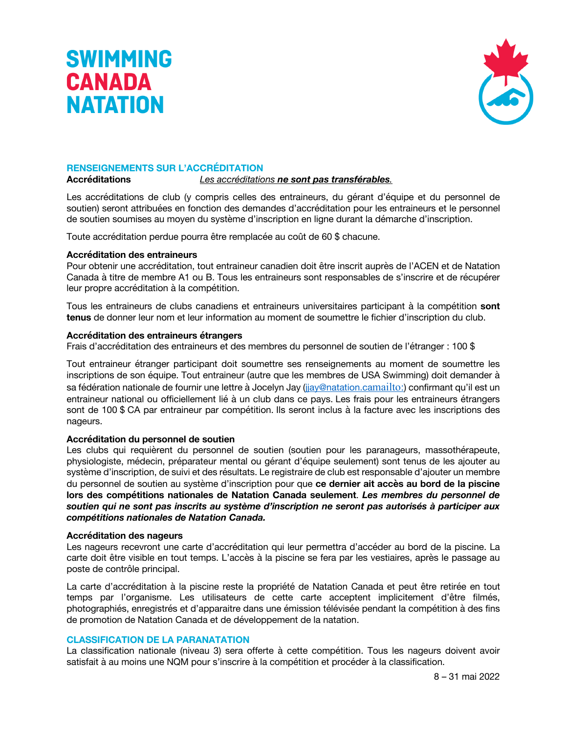## RENSEIGNEMENTS SUR L'ACCRÉDITATION

**Accréditations** *Les accréditations **ne sont pas transférables**.*

Les accréditations de club (y compris celles des entraineurs, du gérant d'équipe et du personnel de soutien) seront attribuées en fonction des demandes d'accréditation pour les entraineurs et le personnel de soutien soumises au moyen du système d'inscription en ligne durant la démarche d'inscription.

Toute accréditation perdue pourra être remplacée au coût de 60 $ chacune.

### Accréditation des entraineurs

Pour obtenir une accréditation, tout entraineur canadien doit être inscrit auprès de l'ACEN et de Natation Canada à titre de membre A1 ou B. Tous les entraineurs sont responsables de s'inscrire et de récupérer leur propre accréditation à la compétition.

Tous les entraineurs de clubs canadiens et entraineurs universitaires participant à la compétition **sont tenus** de donner leur nom et leur information au moment de soumettre le fichier d'inscription du club.

### Accréditation des entraineurs étrangers

Frais d'accréditation des entraineurs et des membres du personnel de soutien de l'étranger : 100 $

Tout entraineur étranger participant doit soumettre ses renseignements au moment de soumettre les inscriptions de son équipe. Tout entraineur (autre que les membres de USA Swimming) doit demander à sa fédération nationale de fournir une lettre à Jocelyn Jay (jjay@natation.camailto:) confirmant qu'il est un entraineur national ou officiellement lié à un club dans ce pays. Les frais pour les entraineurs étrangers sont de 100 $ CA par entraineur par compétition. Ils seront inclus à la facture avec les inscriptions des nageurs.

### Accréditation du personnel de soutien

Les clubs qui requièrent du personnel de soutien (soutien pour les paranageurs, massothérapeute, physiologiste, médecin, préparateur mental ou gérant d'équipe seulement) sont tenus de les ajouter au système d'inscription, de suivi et des résultats. Le registraire de club est responsable d'ajouter un membre du personnel de soutien au système d'inscription pour que **ce dernier ait accès au bord de la piscine lors des compétitions nationales de Natation Canada seulement**. ***Les membres du personnel de soutien qui ne sont pas inscrits au système d'inscription ne seront pas autorisés à participer aux compétitions nationales de Natation Canada.***

### Accréditation des nageurs

Les nageurs recevront une carte d'accréditation qui leur permettra d'accéder au bord de la piscine. La carte doit être visible en tout temps. L'accès à la piscine se fera par les vestiaires, après le passage au poste de contrôle principal.

La carte d'accréditation à la piscine reste la propriété de Natation Canada et peut être retirée en tout temps par l'organisme. Les utilisateurs de cette carte acceptent implicitement d'être filmés, photographiés, enregistrés et d'apparaitre dans une émission télévisée pendant la compétition à des fins de promotion de Natation Canada et de développement de la natation.

## CLASSIFICATION DE LA PARANATATION

La classification nationale (niveau 3) sera offerte à cette compétition. Tous les nageurs doivent avoir satisfait à au moins une NQM pour s'inscrire à la compétition et procéder à la classification.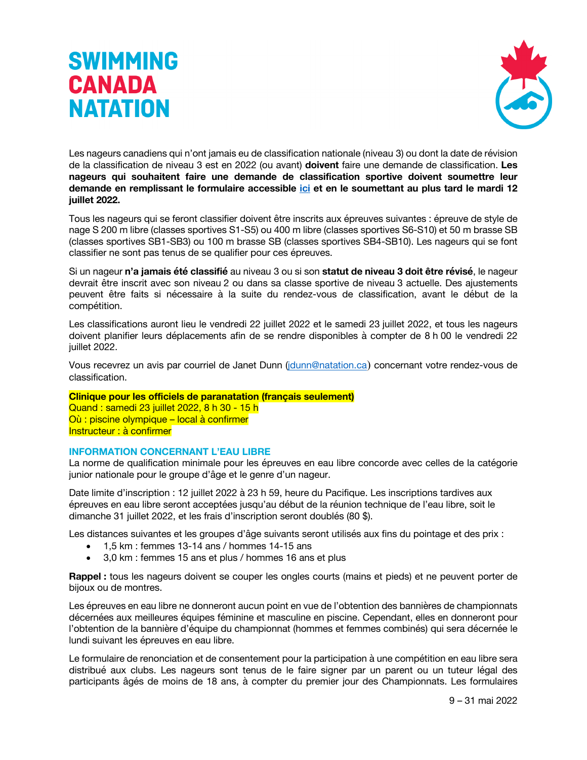Les nageurs canadiens qui n'ont jamais eu de classification nationale (niveau 3) ou dont la date de révision de la classification de niveau 3 est en 2022 (ou avant) **doivent** faire une demande de classification. **Les nageurs qui souhaitent faire une demande de classification sportive doivent soumettre leur demande en remplissant le formulaire accessible [ici] et en le soumettant au plus tard le mardi 12 juillet 2022.**

Tous les nageurs qui se feront classifier doivent être inscrits aux épreuves suivantes : épreuve de style de nage S 200 m libre (classes sportives S1-S5) ou 400 m libre (classes sportives S6-S10) et 50 m brasse SB (classes sportives SB1-SB3) ou 100 m brasse SB (classes sportives SB4-SB10). Les nageurs qui se font classifier ne sont pas tenus de se qualifier pour ces épreuves.

Si un nageur **n'a jamais été classifié** au niveau 3 ou si son **statut de niveau 3 doit être révisé**, le nageur devrait être inscrit avec son niveau 2 ou dans sa classe sportive de niveau 3 actuelle. Des ajustements peuvent être faits si nécessaire à la suite du rendez-vous de classification, avant le début de la compétition.

Les classifications auront lieu le vendredi 22 juillet 2022 et le samedi 23 juillet 2022, et tous les nageurs doivent planifier leurs déplacements afin de se rendre disponibles à compter de 8 h 00 le vendredi 22 juillet 2022.

Vous recevrez un avis par courriel de Janet Dunn (jdunn@natation.ca) concernant votre rendez-vous de classification.

**Clinique pour les officiels de paranatation (français seulement)**
Quand : samedi 23 juillet 2022, 8 h 30 - 15 h
Où : piscine olympique – local à confirmer
Instructeur : à confirmer

### INFORMATION CONCERNANT L'EAU LIBRE

La norme de qualification minimale pour les épreuves en eau libre concorde avec celles de la catégorie junior nationale pour le groupe d'âge et le genre d'un nageur.

Date limite d'inscription : 12 juillet 2022 à 23 h 59, heure du Pacifique. Les inscriptions tardives aux épreuves en eau libre seront acceptées jusqu'au début de la réunion technique de l'eau libre, soit le dimanche 31 juillet 2022, et les frais d'inscription seront doublés (80 $).

Les distances suivantes et les groupes d'âge suivants seront utilisés aux fins du pointage et des prix :

- 1,5 km : femmes 13-14 ans / hommes 14-15 ans
- 3,0 km : femmes 15 ans et plus / hommes 16 ans et plus

**Rappel :** tous les nageurs doivent se couper les ongles courts (mains et pieds) et ne peuvent porter de bijoux ou de montres.

Les épreuves en eau libre ne donneront aucun point en vue de l'obtention des bannières de championnats décernées aux meilleures équipes féminine et masculine en piscine. Cependant, elles en donneront pour l'obtention de la bannière d'équipe du championnat (hommes et femmes combinés) qui sera décernée le lundi suivant les épreuves en eau libre.

Le formulaire de renonciation et de consentement pour la participation à une compétition en eau libre sera distribué aux clubs. Les nageurs sont tenus de le faire signer par un parent ou un tuteur légal des participants âgés de moins de 18 ans, à compter du premier jour des Championnats. Les formulaires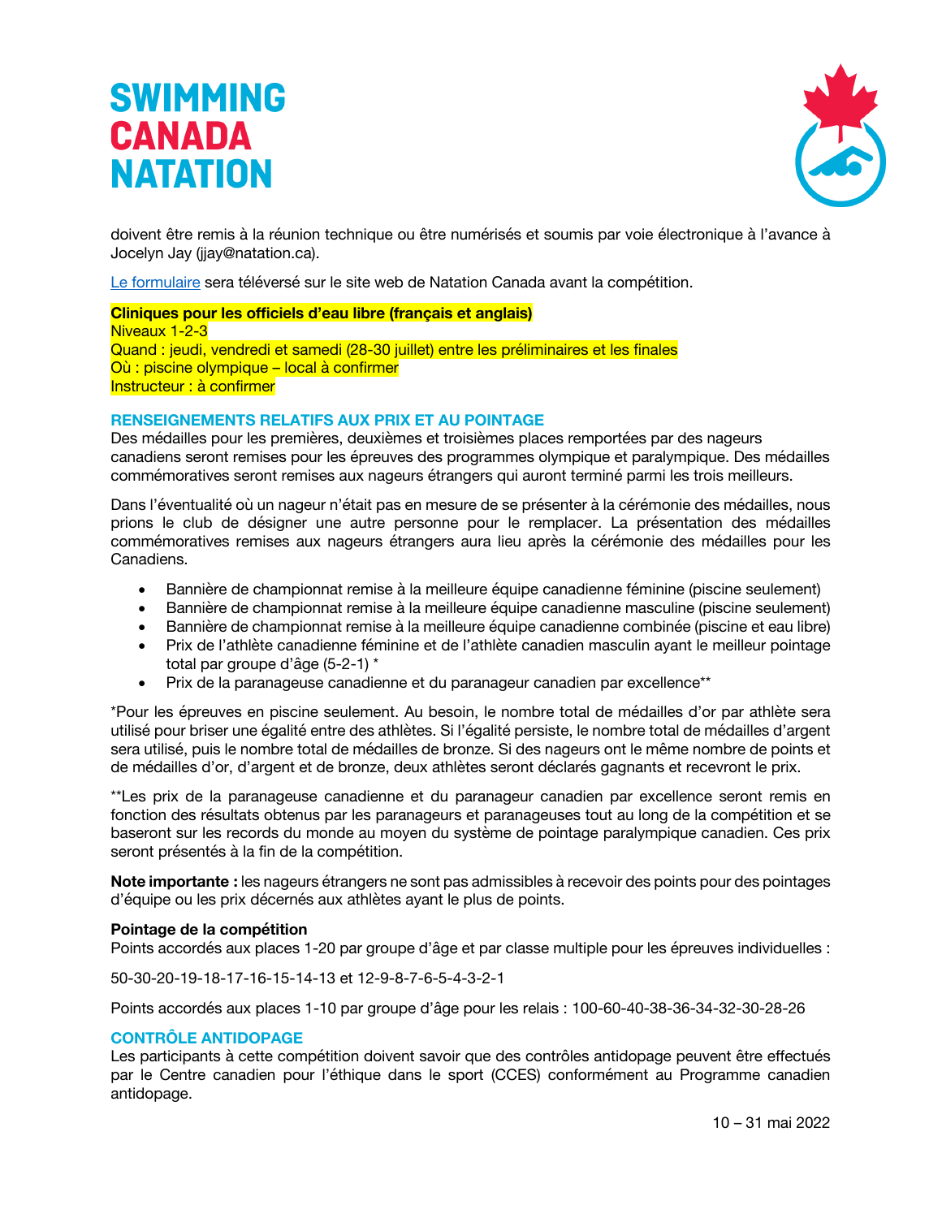doivent être remis à la réunion technique ou être numérisés et soumis par voie électronique à l'avance à Jocelyn Jay (jjay@natation.ca).

Le formulaire sera téléversé sur le site web de Natation Canada avant la compétition.

**Cliniques pour les officiels d'eau libre (français et anglais)**
Niveaux 1-2-3
Quand : jeudi, vendredi et samedi (28-30 juillet) entre les préliminaires et les finales
Où : piscine olympique – local à confirmer
Instructeur : à confirmer

## RENSEIGNEMENTS RELATIFS AUX PRIX ET AU POINTAGE

Des médailles pour les premières, deuxièmes et troisièmes places remportées par des nageurs canadiens seront remises pour les épreuves des programmes olympique et paralympique. Des médailles commémoratives seront remises aux nageurs étrangers qui auront terminé parmi les trois meilleurs.

Dans l'éventualité où un nageur n'était pas en mesure de se présenter à la cérémonie des médailles, nous prions le club de désigner une autre personne pour le remplacer. La présentation des médailles commémoratives remises aux nageurs étrangers aura lieu après la cérémonie des médailles pour les Canadiens.

- Bannière de championnat remise à la meilleure équipe canadienne féminine (piscine seulement)
- Bannière de championnat remise à la meilleure équipe canadienne masculine (piscine seulement)
- Bannière de championnat remise à la meilleure équipe canadienne combinée (piscine et eau libre)
- Prix de l'athlète canadienne féminine et de l'athlète canadien masculin ayant le meilleur pointage total par groupe d'âge (5-2-1) *
- Prix de la paranageuse canadienne et du paranageur canadien par excellence**

*Pour les épreuves en piscine seulement. Au besoin, le nombre total de médailles d'or par athlète sera utilisé pour briser une égalité entre des athlètes. Si l'égalité persiste, le nombre total de médailles d'argent sera utilisé, puis le nombre total de médailles de bronze. Si des nageurs ont le même nombre de points et de médailles d'or, d'argent et de bronze, deux athlètes seront déclarés gagnants et recevront le prix.

**Les prix de la paranageuse canadienne et du paranageur canadien par excellence seront remis en fonction des résultats obtenus par les paranageurs et paranageuses tout au long de la compétition et se baseront sur les records du monde au moyen du système de pointage paralympique canadien. Ces prix seront présentés à la fin de la compétition.

**Note importante :** les nageurs étrangers ne sont pas admissibles à recevoir des points pour des pointages d'équipe ou les prix décernés aux athlètes ayant le plus de points.

**Pointage de la compétition**
Points accordés aux places 1-20 par groupe d'âge et par classe multiple pour les épreuves individuelles :

50-30-20-19-18-17-16-15-14-13 et 12-9-8-7-6-5-4-3-2-1

Points accordés aux places 1-10 par groupe d'âge pour les relais : 100-60-40-38-36-34-32-30-28-26

## CONTRÔLE ANTIDOPAGE

Les participants à cette compétition doivent savoir que des contrôles antidopage peuvent être effectués par le Centre canadien pour l'éthique dans le sport (CCES) conformément au Programme canadien antidopage.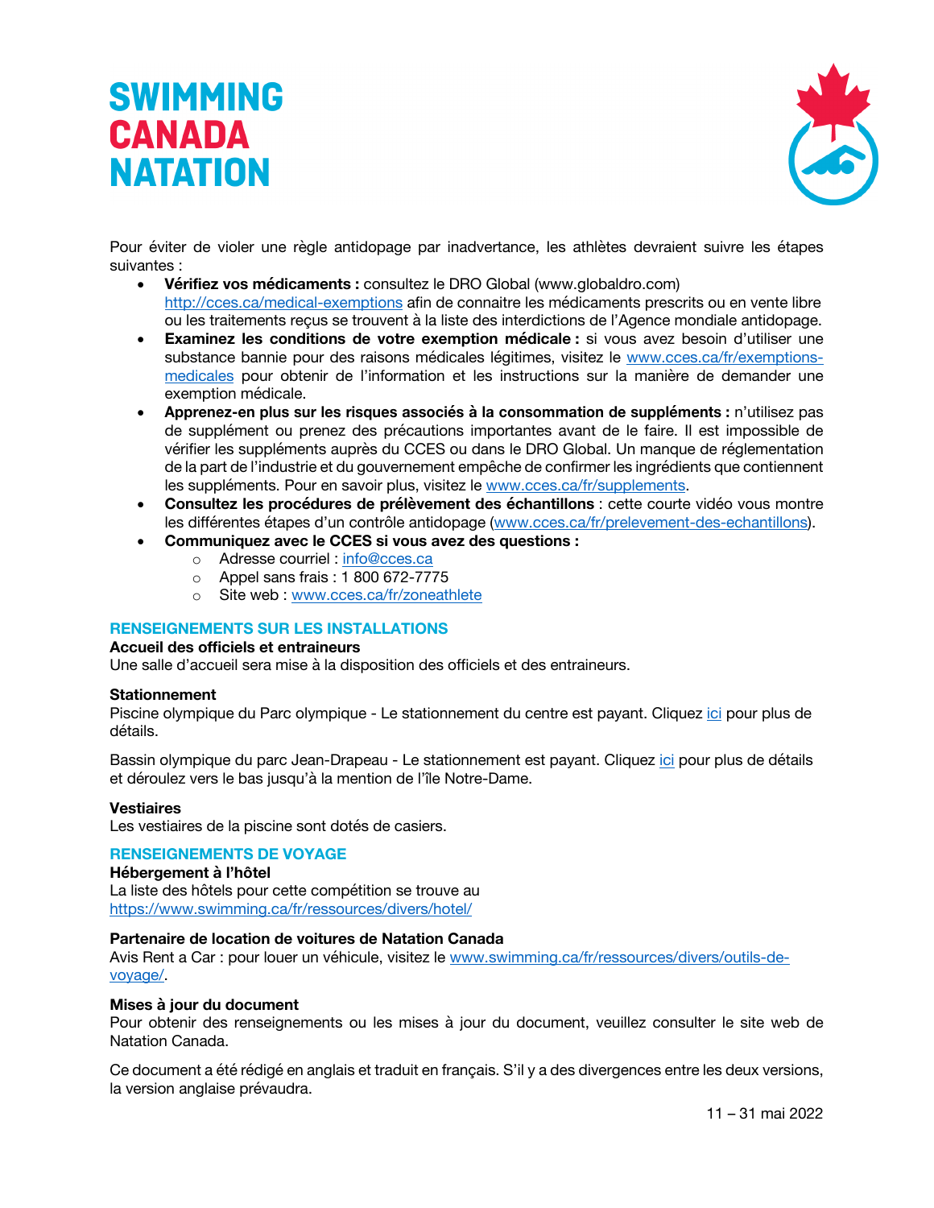Pour éviter de violer une règle antidopage par inadvertance, les athlètes devraient suivre les étapes suivantes :

- **Vérifiez vos médicaments :** consultez le DRO Global (www.globaldro.com) http://cces.ca/medical-exemptions afin de connaitre les médicaments prescrits ou en vente libre ou les traitements reçus se trouvent à la liste des interdictions de l'Agence mondiale antidopage.
- **Examinez les conditions de votre exemption médicale :** si vous avez besoin d'utiliser une substance bannie pour des raisons médicales légitimes, visitez le www.cces.ca/fr/exemptions-medicales pour obtenir de l'information et les instructions sur la manière de demander une exemption médicale.
- **Apprenez-en plus sur les risques associés à la consommation de suppléments :** n'utilisez pas de supplément ou prenez des précautions importantes avant de le faire. Il est impossible de vérifier les suppléments auprès du CCES ou dans le DRO Global. Un manque de réglementation de la part de l'industrie et du gouvernement empêche de confirmer les ingrédients que contiennent les suppléments. Pour en savoir plus, visitez le www.cces.ca/fr/supplements.
- **Consultez les procédures de prélèvement des échantillons** : cette courte vidéo vous montre les différentes étapes d'un contrôle antidopage (www.cces.ca/fr/prelevement-des-echantillons).
- **Communiquez avec le CCES si vous avez des questions :**
  - Adresse courriel : info@cces.ca
  - Appel sans frais : 1 800 672-7775
  - Site web : www.cces.ca/fr/zoneathlete

## RENSEIGNEMENTS SUR LES INSTALLATIONS

**Accueil des officiels et entraineurs**

Une salle d'accueil sera mise à la disposition des officiels et des entraineurs.

**Stationnement**

Piscine olympique du Parc olympique - Le stationnement du centre est payant. Cliquez ici pour plus de détails.

Bassin olympique du parc Jean-Drapeau - Le stationnement est payant. Cliquez ici pour plus de détails et déroulez vers le bas jusqu'à la mention de l'île Notre-Dame.

**Vestiaires**

Les vestiaires de la piscine sont dotés de casiers.

## RENSEIGNEMENTS DE VOYAGE

**Hébergement à l'hôtel**

La liste des hôtels pour cette compétition se trouve au https://www.swimming.ca/fr/ressources/divers/hotel/

**Partenaire de location de voitures de Natation Canada**

Avis Rent a Car : pour louer un véhicule, visitez le www.swimming.ca/fr/ressources/divers/outils-de-voyage/.

**Mises à jour du document**

Pour obtenir des renseignements ou les mises à jour du document, veuillez consulter le site web de Natation Canada.

Ce document a été rédigé en anglais et traduit en français. S'il y a des divergences entre les deux versions, la version anglaise prévaudra.

11 – 31 mai 2022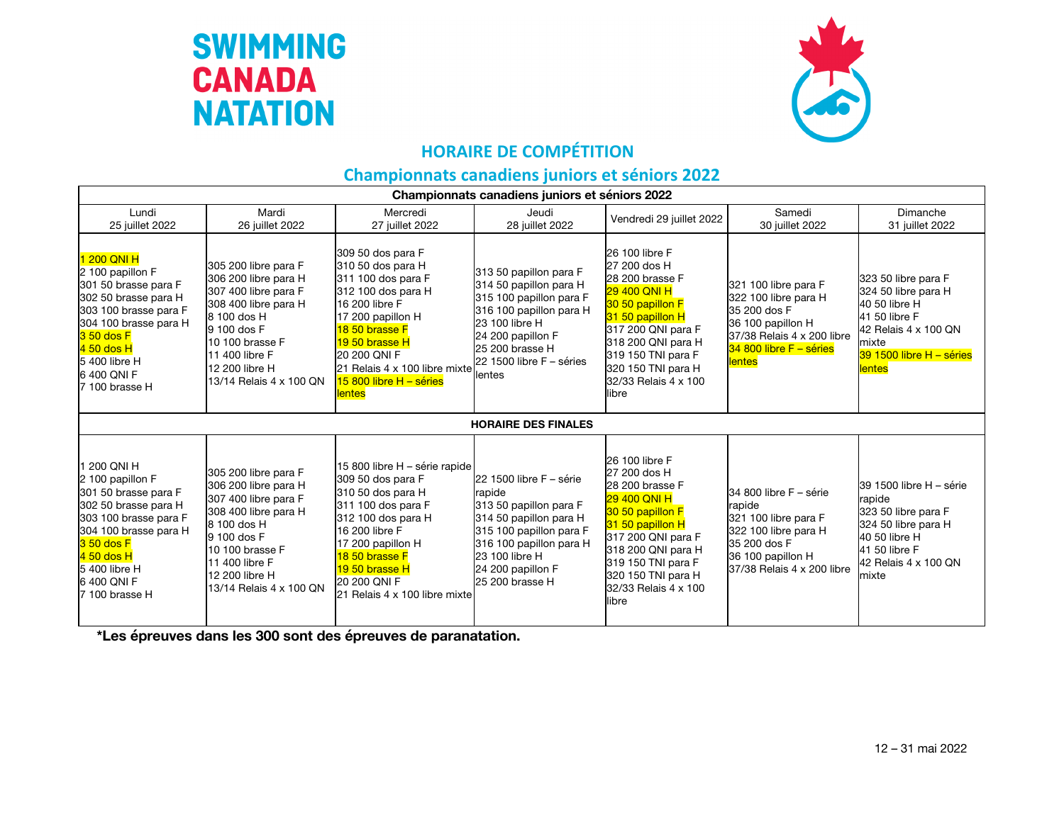SWIMMING CANADA NATATION

## HORAIRE DE COMPÉTITION

## Championnats canadiens juniors et séniors 2022

| Championnats canadiens juniors et séniors 2022 | | | | | | |
|---|---|---|---|---|---|---|
| Lundi 25 juillet 2022 | Mardi 26 juillet 2022 | Mercredi 27 juillet 2022 | Jeudi 28 juillet 2022 | Vendredi 29 juillet 2022 | Samedi 30 juillet 2022 | Dimanche 31 juillet 2022 |
| 1 200 QNI H<br>2 100 papillon F<br>301 50 brasse para F<br>302 50 brasse para H<br>303 100 brasse para F<br>304 100 brasse para H<br>3 50 dos F<br>4 50 dos H<br>5 400 libre H<br>6 400 QNI F<br>7 100 brasse H | 305 200 libre para F<br>306 200 libre para H<br>307 400 libre para F<br>308 400 libre para H<br>8 100 dos H<br>9 100 dos F<br>10 100 brasse F<br>11 400 libre F<br>12 200 libre H<br>13/14 Relais 4 x 100 QN | 309 50 dos para F<br>310 50 dos para H<br>311 100 dos para F<br>312 100 dos para H<br>16 200 libre F<br>17 200 papillon H<br>18 50 brasse F<br>19 50 brasse H<br>20 200 QNI F<br>21 Relais 4 x 100 libre mixte<br>15 800 libre H – séries lentes | 313 50 papillon para F<br>314 50 papillon para H<br>315 100 papillon para F<br>316 100 papillon para H<br>23 100 libre H<br>24 200 papillon F<br>25 200 brasse H<br>22 1500 libre F – séries lentes | 26 100 libre F<br>27 200 dos H<br>28 200 brasse F<br>29 400 QNI H<br>30 50 papillon F<br>31 50 papillon H<br>317 200 QNI para F<br>318 200 QNI para H<br>319 150 TNI para F<br>320 150 TNI para H<br>32/33 Relais 4 x 100 libre | 321 100 libre para F<br>322 100 libre para H<br>35 200 dos F<br>36 100 papillon H<br>37/38 Relais 4 x 200 libre<br>34 800 libre F – séries lentes | 323 50 libre para F<br>324 50 libre para H<br>40 50 libre H<br>41 50 libre F<br>42 Relais 4 x 100 QN mixte<br>39 1500 libre H – séries lentes |
| **HORAIRE DES FINALES** | | | | | | |
| 1 200 QNI H<br>2 100 papillon F<br>301 50 brasse para F<br>302 50 brasse para H<br>303 100 brasse para F<br>304 100 brasse para H<br>3 50 dos F<br>4 50 dos H<br>5 400 libre H<br>6 400 QNI F<br>7 100 brasse H | 305 200 libre para F<br>306 200 libre para H<br>307 400 libre para F<br>308 400 libre para H<br>8 100 dos H<br>9 100 dos F<br>10 100 brasse F<br>11 400 libre F<br>12 200 libre H<br>13/14 Relais 4 x 100 QN | 15 800 libre H – série rapide<br>309 50 dos para F<br>310 50 dos para H<br>311 100 dos para F<br>312 100 dos para H<br>16 200 libre F<br>17 200 papillon H<br>18 50 brasse F<br>19 50 brasse H<br>20 200 QNI F<br>21 Relais 4 x 100 libre mixte | 22 1500 libre F – série rapide<br>313 50 papillon para F<br>314 50 papillon para H<br>315 100 papillon para F<br>316 100 papillon para H<br>23 100 libre H<br>24 200 papillon F<br>25 200 brasse H | 26 100 libre F<br>27 200 dos H<br>28 200 brasse F<br>29 400 QNI H<br>30 50 papillon F<br>31 50 papillon H<br>317 200 QNI para F<br>318 200 QNI para H<br>319 150 TNI para F<br>320 150 TNI para H<br>32/33 Relais 4 x 100 libre | 34 800 libre F – série rapide<br>321 100 libre para F<br>322 100 libre para H<br>35 200 dos F<br>36 100 papillon H<br>37/38 Relais 4 x 200 libre | 39 1500 libre H – série rapide<br>323 50 libre para F<br>324 50 libre para H<br>40 50 libre H<br>41 50 libre F<br>42 Relais 4 x 100 QN mixte |

**\*Les épreuves dans les 300 sont des épreuves de paranatation.**

12 – 31 mai 2022